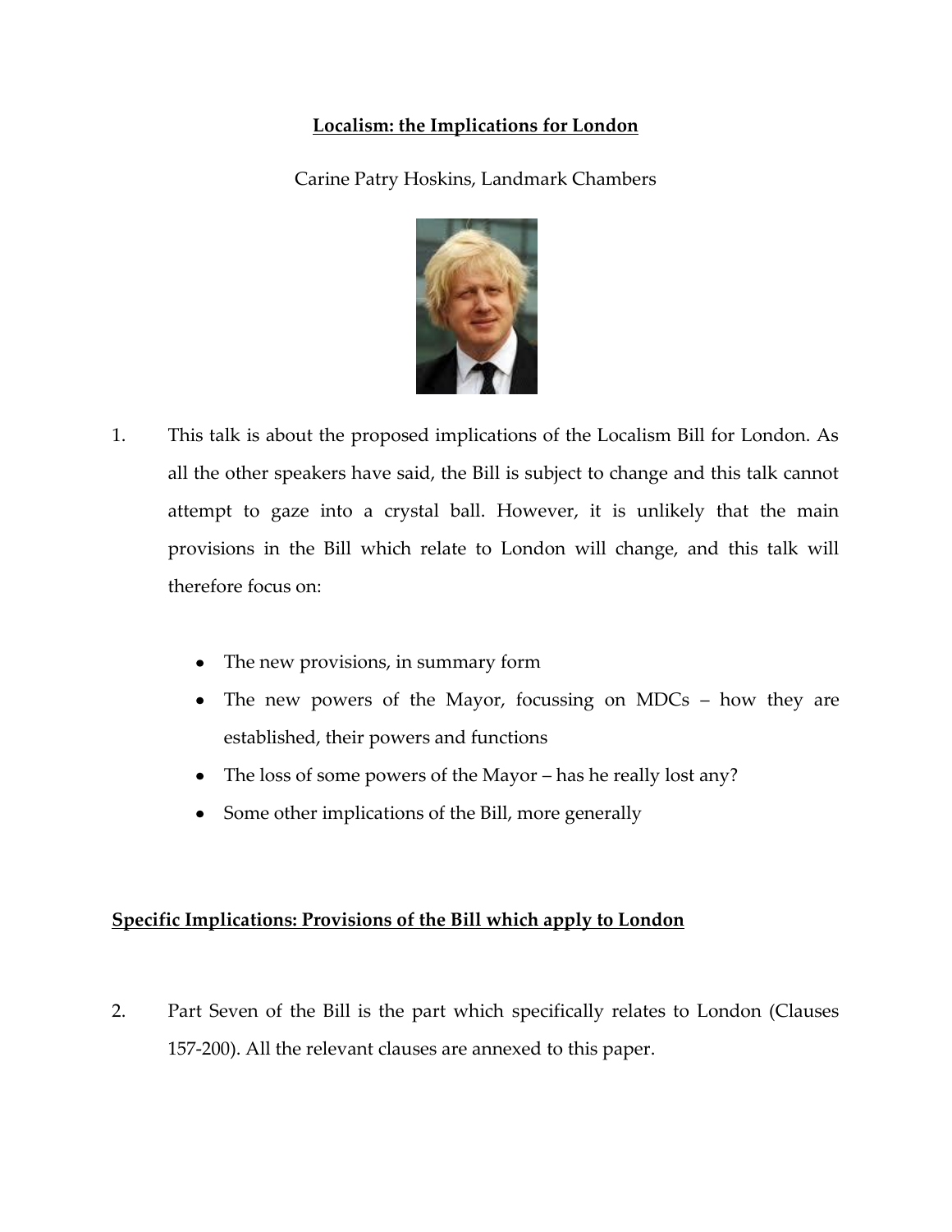# Localism: the Implications for London

Carine Patry Hoskins, Landmark Chambers

1. This talk is about the proposed implications of the Localism Bill for London. As all the other speakers have said, the Bill is subject to change and this talk cannot attempt to gaze into a crystal ball. However, it is unlikely that the main provisions in the Bill which relate to London will change, and this talk will therefore focus on:

   - The new provisions, in summary form
   - The new powers of the Mayor, focussing on MDCs – how they are established, their powers and functions
   - The loss of some powers of the Mayor – has he really lost any?
   - Some other implications of the Bill, more generally

## Specific Implications: Provisions of the Bill which apply to London

2. Part Seven of the Bill is the part which specifically relates to London (Clauses 157-200). All the relevant clauses are annexed to this paper.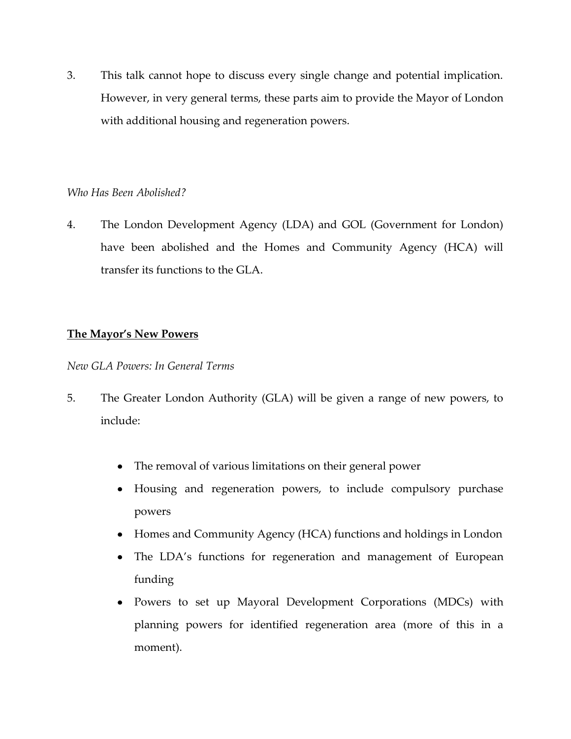3. This talk cannot hope to discuss every single change and potential implication. However, in very general terms, these parts aim to provide the Mayor of London with additional housing and regeneration powers.

*Who Has Been Abolished?*

4. The London Development Agency (LDA) and GOL (Government for London) have been abolished and the Homes and Community Agency (HCA) will transfer its functions to the GLA.

**<u>The Mayor's New Powers</u>**

*New GLA Powers: In General Terms*

5. The Greater London Authority (GLA) will be given a range of new powers, to include:

   - The removal of various limitations on their general power
   - Housing and regeneration powers, to include compulsory purchase powers
   - Homes and Community Agency (HCA) functions and holdings in London
   - The LDA's functions for regeneration and management of European funding
   - Powers to set up Mayoral Development Corporations (MDCs) with planning powers for identified regeneration area (more of this in a moment).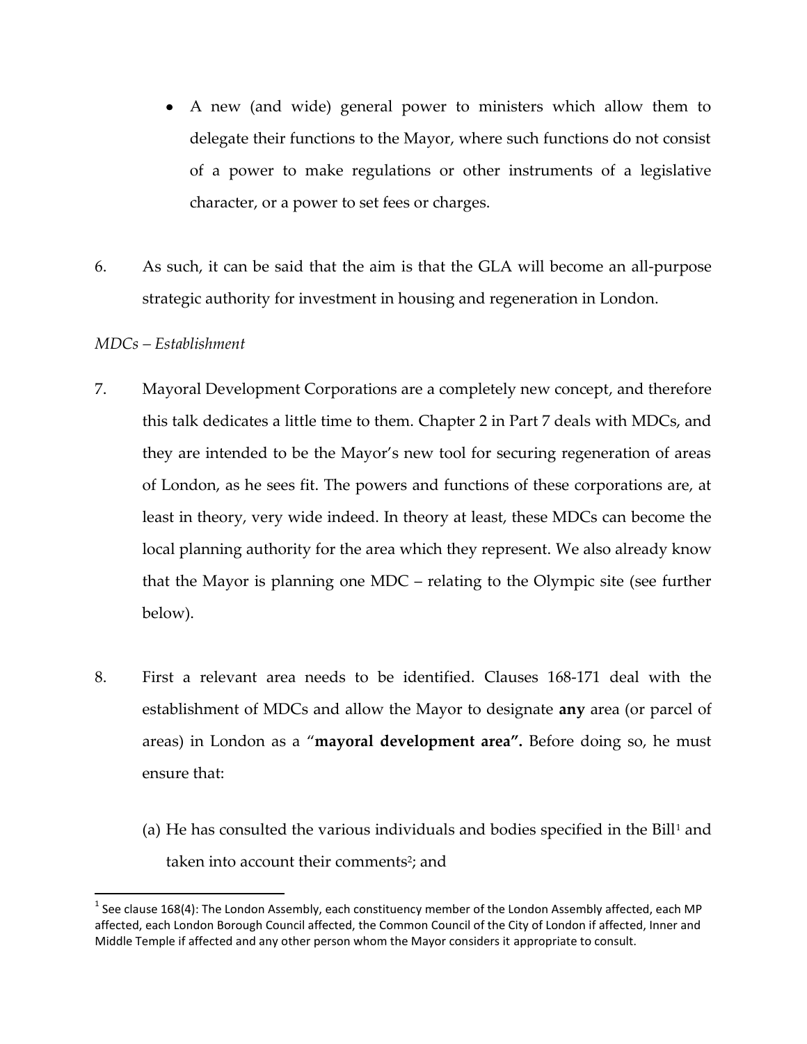- A new (and wide) general power to ministers which allow them to delegate their functions to the Mayor, where such functions do not consist of a power to make regulations or other instruments of a legislative character, or a power to set fees or charges.

6. As such, it can be said that the aim is that the GLA will become an all-purpose strategic authority for investment in housing and regeneration in London.

*MDCs – Establishment*

7. Mayoral Development Corporations are a completely new concept, and therefore this talk dedicates a little time to them. Chapter 2 in Part 7 deals with MDCs, and they are intended to be the Mayor's new tool for securing regeneration of areas of London, as he sees fit. The powers and functions of these corporations are, at least in theory, very wide indeed. In theory at least, these MDCs can become the local planning authority for the area which they represent. We also already know that the Mayor is planning one MDC – relating to the Olympic site (see further below).

8. First a relevant area needs to be identified. Clauses 168-171 deal with the establishment of MDCs and allow the Mayor to designate **any** area (or parcel of areas) in London as a "**mayoral development area".** Before doing so, he must ensure that:

   (a) He has consulted the various individuals and bodies specified in the Bill[1] and taken into account their comments[2]; and

[1] See clause 168(4): The London Assembly, each constituency member of the London Assembly affected, each MP affected, each London Borough Council affected, the Common Council of the City of London if affected, Inner and Middle Temple if affected and any other person whom the Mayor considers it appropriate to consult.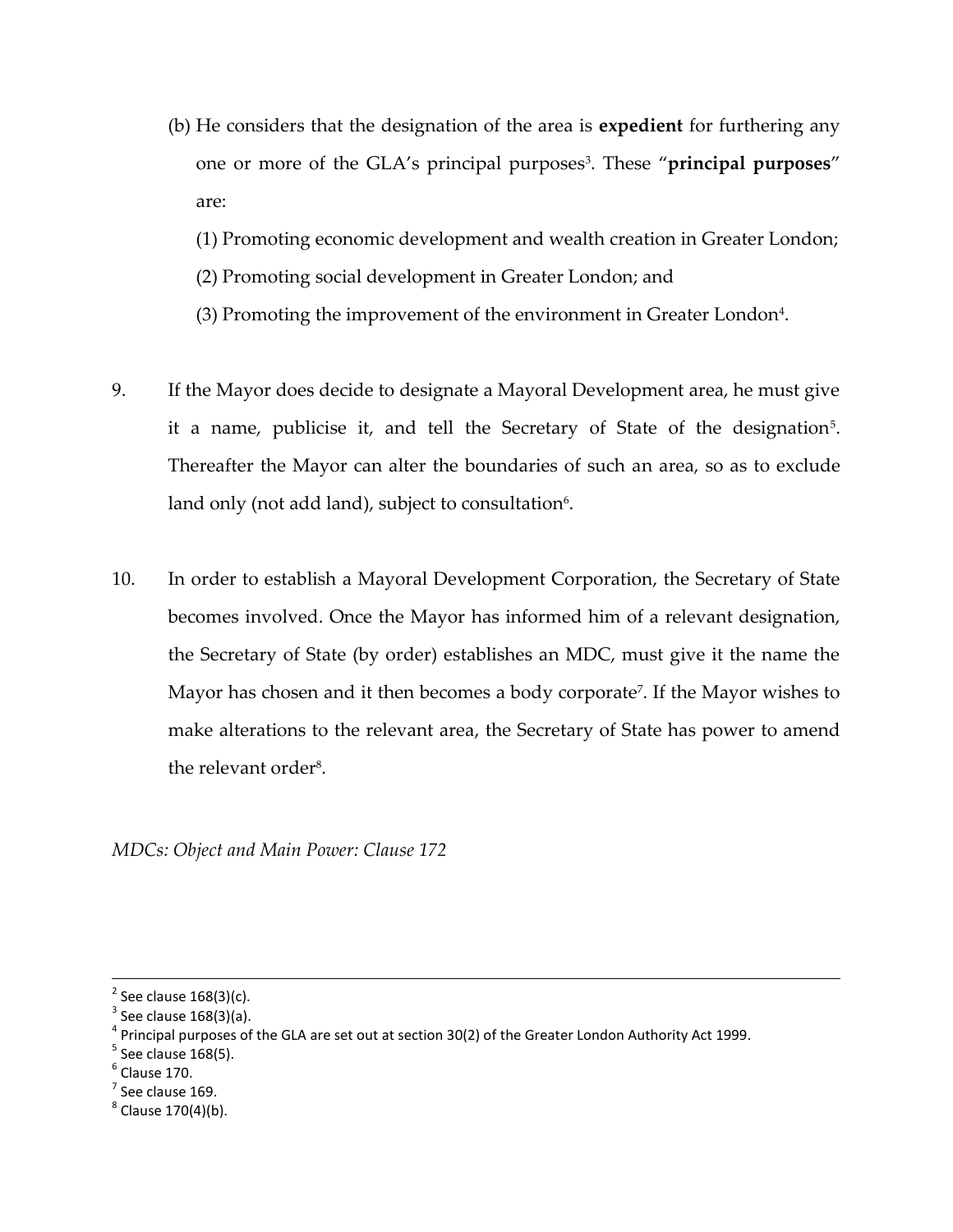(b) He considers that the designation of the area is **expedient** for furthering any one or more of the GLA's principal purposes[3]. These "**principal purposes**" are:

(1) Promoting economic development and wealth creation in Greater London;

(2) Promoting social development in Greater London; and

(3) Promoting the improvement of the environment in Greater London[4].

9. If the Mayor does decide to designate a Mayoral Development area, he must give it a name, publicise it, and tell the Secretary of State of the designation[5]. Thereafter the Mayor can alter the boundaries of such an area, so as to exclude land only (not add land), subject to consultation[6].

10. In order to establish a Mayoral Development Corporation, the Secretary of State becomes involved. Once the Mayor has informed him of a relevant designation, the Secretary of State (by order) establishes an MDC, must give it the name the Mayor has chosen and it then becomes a body corporate[7]. If the Mayor wishes to make alterations to the relevant area, the Secretary of State has power to amend the relevant order[8].

*MDCs: Object and Main Power: Clause 172*

---

[2] See clause 168(3)(c).

[3] See clause 168(3)(a).

[4] Principal purposes of the GLA are set out at section 30(2) of the Greater London Authority Act 1999.

[5] See clause 168(5).

[6] Clause 170.

[7] See clause 169.

[8] Clause 170(4)(b).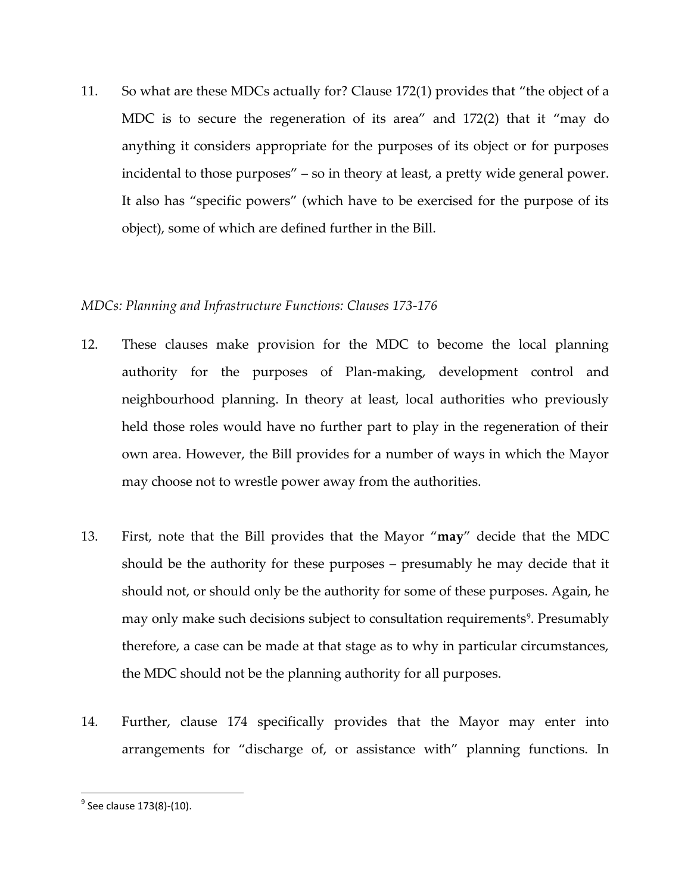11. So what are these MDCs actually for? Clause 172(1) provides that "the object of a MDC is to secure the regeneration of its area" and 172(2) that it "may do anything it considers appropriate for the purposes of its object or for purposes incidental to those purposes" – so in theory at least, a pretty wide general power. It also has "specific powers" (which have to be exercised for the purpose of its object), some of which are defined further in the Bill.

*MDCs: Planning and Infrastructure Functions: Clauses 173-176*

12. These clauses make provision for the MDC to become the local planning authority for the purposes of Plan-making, development control and neighbourhood planning. In theory at least, local authorities who previously held those roles would have no further part to play in the regeneration of their own area. However, the Bill provides for a number of ways in which the Mayor may choose not to wrestle power away from the authorities.

13. First, note that the Bill provides that the Mayor "**may**" decide that the MDC should be the authority for these purposes – presumably he may decide that it should not, or should only be the authority for some of these purposes. Again, he may only make such decisions subject to consultation requirements[9]. Presumably therefore, a case can be made at that stage as to why in particular circumstances, the MDC should not be the planning authority for all purposes.

14. Further, clause 174 specifically provides that the Mayor may enter into arrangements for "discharge of, or assistance with" planning functions. In

[9] See clause 173(8)-(10).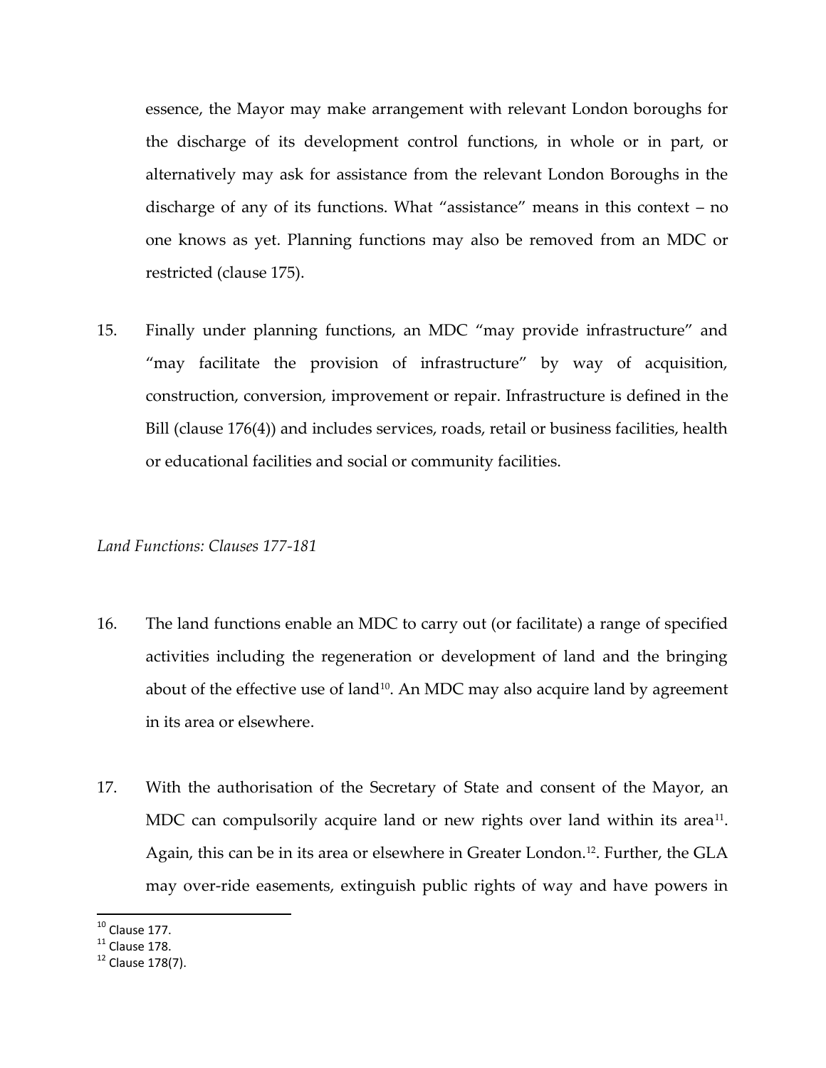essence, the Mayor may make arrangement with relevant London boroughs for the discharge of its development control functions, in whole or in part, or alternatively may ask for assistance from the relevant London Boroughs in the discharge of any of its functions. What "assistance" means in this context – no one knows as yet. Planning functions may also be removed from an MDC or restricted (clause 175).

15. Finally under planning functions, an MDC "may provide infrastructure" and "may facilitate the provision of infrastructure" by way of acquisition, construction, conversion, improvement or repair. Infrastructure is defined in the Bill (clause 176(4)) and includes services, roads, retail or business facilities, health or educational facilities and social or community facilities.

*Land Functions: Clauses 177-181*

16. The land functions enable an MDC to carry out (or facilitate) a range of specified activities including the regeneration or development of land and the bringing about of the effective use of land[10]. An MDC may also acquire land by agreement in its area or elsewhere.

17. With the authorisation of the Secretary of State and consent of the Mayor, an MDC can compulsorily acquire land or new rights over land within its area[11]. Again, this can be in its area or elsewhere in Greater London.[12]. Further, the GLA may over-ride easements, extinguish public rights of way and have powers in

---

[10] Clause 177.

[11] Clause 178.

[12] Clause 178(7).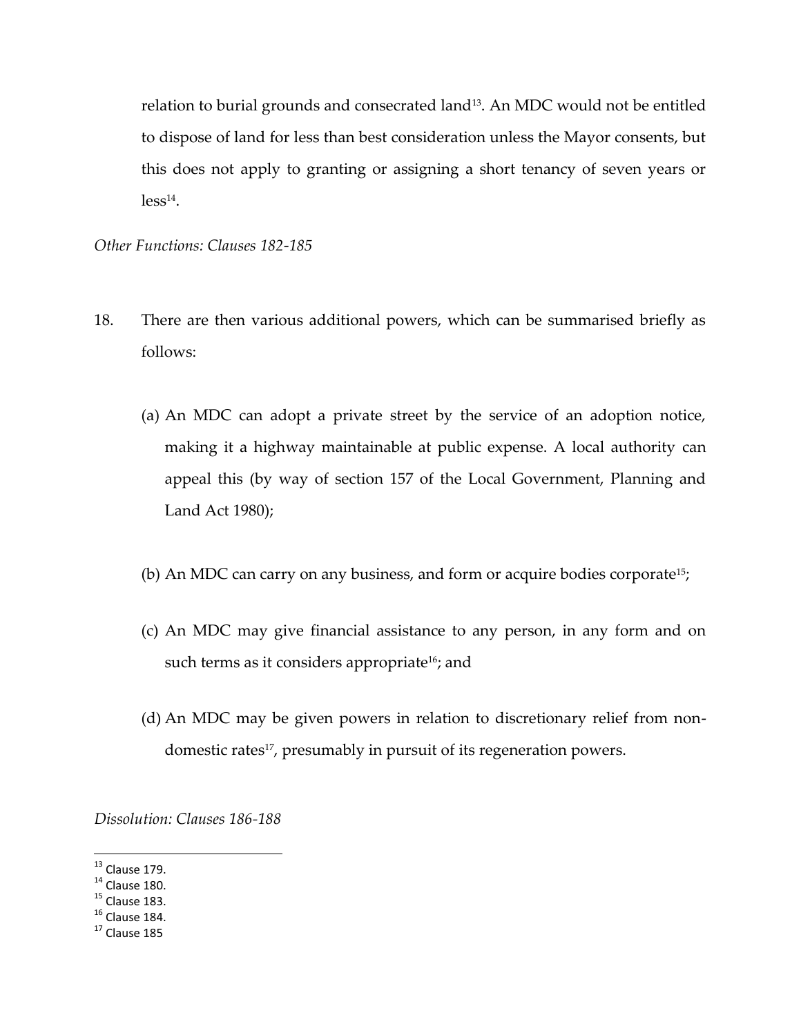relation to burial grounds and consecrated land[13]. An MDC would not be entitled to dispose of land for less than best consideration unless the Mayor consents, but this does not apply to granting or assigning a short tenancy of seven years or less[14].

*Other Functions: Clauses 182-185*

18. There are then various additional powers, which can be summarised briefly as follows:

   (a) An MDC can adopt a private street by the service of an adoption notice, making it a highway maintainable at public expense. A local authority can appeal this (by way of section 157 of the Local Government, Planning and Land Act 1980);

   (b) An MDC can carry on any business, and form or acquire bodies corporate[15];

   (c) An MDC may give financial assistance to any person, in any form and on such terms as it considers appropriate[16]; and

   (d) An MDC may be given powers in relation to discretionary relief from non-domestic rates[17], presumably in pursuit of its regeneration powers.

*Dissolution: Clauses 186-188*

[13] Clause 179.
[14] Clause 180.
[15] Clause 183.
[16] Clause 184.
[17] Clause 185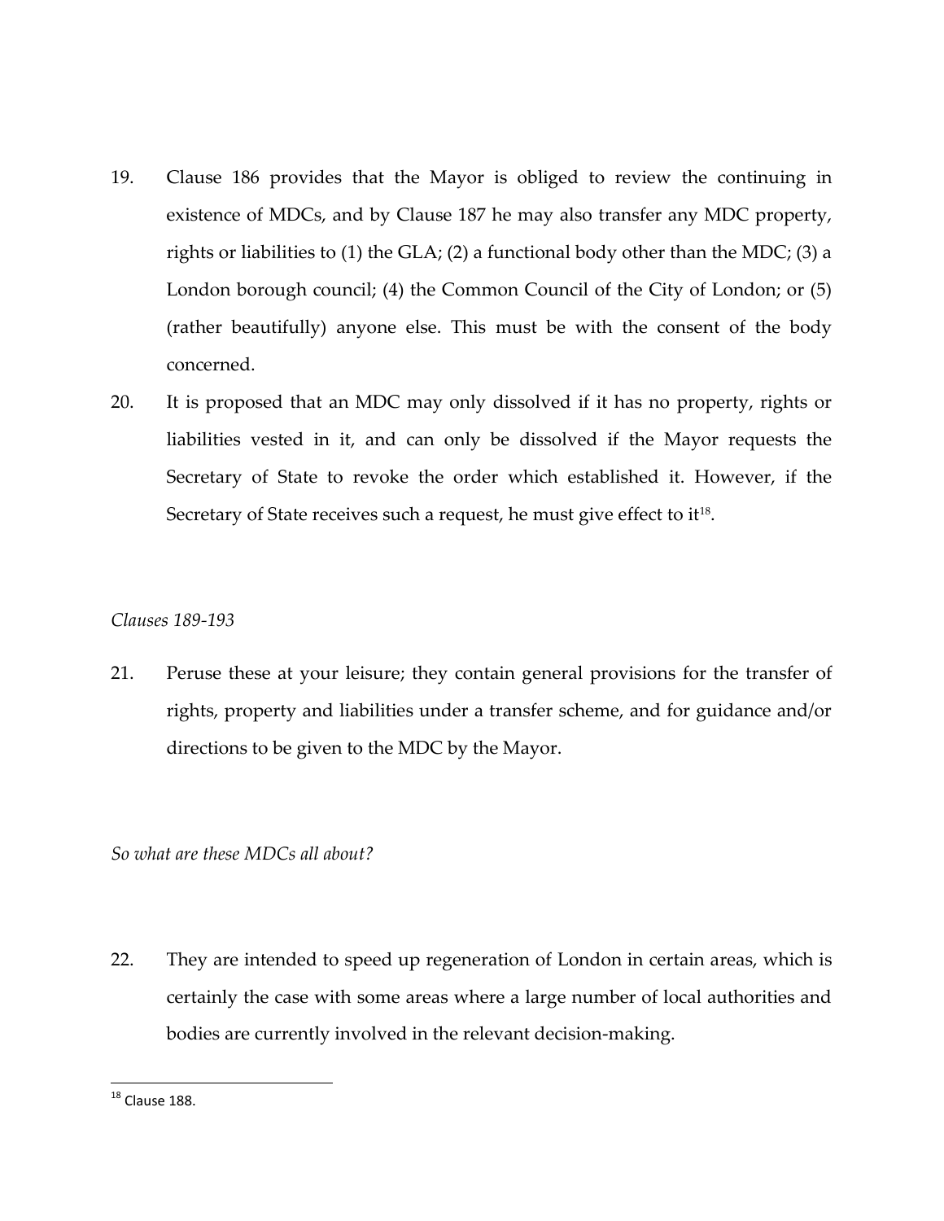19. Clause 186 provides that the Mayor is obliged to review the continuing in existence of MDCs, and by Clause 187 he may also transfer any MDC property, rights or liabilities to (1) the GLA; (2) a functional body other than the MDC; (3) a London borough council; (4) the Common Council of the City of London; or (5) (rather beautifully) anyone else. This must be with the consent of the body concerned.

20. It is proposed that an MDC may only dissolved if it has no property, rights or liabilities vested in it, and can only be dissolved if the Mayor requests the Secretary of State to revoke the order which established it. However, if the Secretary of State receives such a request, he must give effect to it[18].

*Clauses 189-193*

21. Peruse these at your leisure; they contain general provisions for the transfer of rights, property and liabilities under a transfer scheme, and for guidance and/or directions to be given to the MDC by the Mayor.

*So what are these MDCs all about?*

22. They are intended to speed up regeneration of London in certain areas, which is certainly the case with some areas where a large number of local authorities and bodies are currently involved in the relevant decision-making.

---

[18] Clause 188.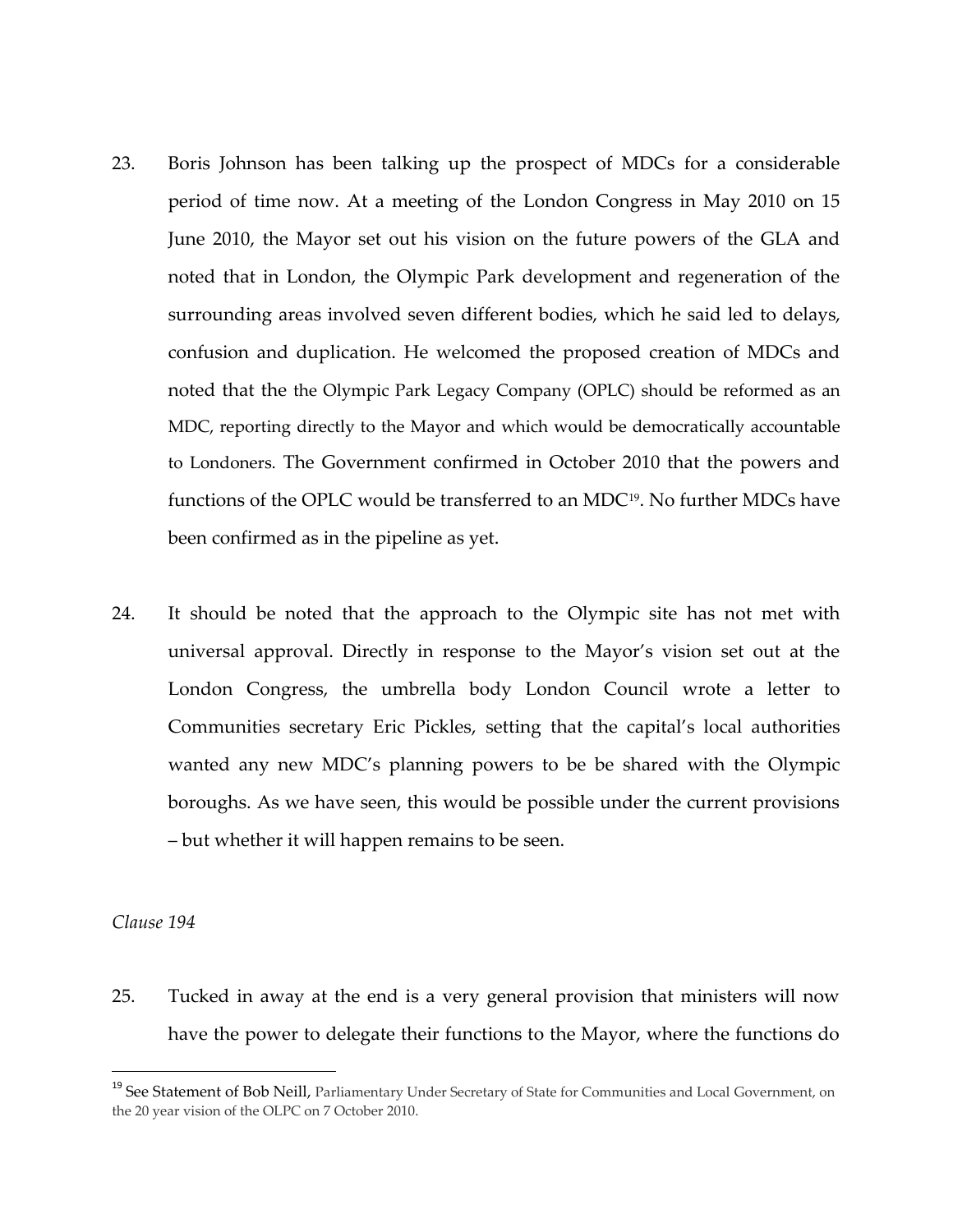23. Boris Johnson has been talking up the prospect of MDCs for a considerable period of time now. At a meeting of the London Congress in May 2010 on 15 June 2010, the Mayor set out his vision on the future powers of the GLA and noted that in London, the Olympic Park development and regeneration of the surrounding areas involved seven different bodies, which he said led to delays, confusion and duplication. He welcomed the proposed creation of MDCs and noted that the the Olympic Park Legacy Company (OPLC) should be reformed as an MDC, reporting directly to the Mayor and which would be democratically accountable to Londoners. The Government confirmed in October 2010 that the powers and functions of the OPLC would be transferred to an MDC[19]. No further MDCs have been confirmed as in the pipeline as yet.

24. It should be noted that the approach to the Olympic site has not met with universal approval. Directly in response to the Mayor's vision set out at the London Congress, the umbrella body London Council wrote a letter to Communities secretary Eric Pickles, setting that the capital's local authorities wanted any new MDC's planning powers to be be shared with the Olympic boroughs. As we have seen, this would be possible under the current provisions – but whether it will happen remains to be seen.

*Clause 194*

25. Tucked in away at the end is a very general provision that ministers will now have the power to delegate their functions to the Mayor, where the functions do

---

[19] See Statement of Bob Neill, Parliamentary Under Secretary of State for Communities and Local Government, on the 20 year vision of the OLPC on 7 October 2010.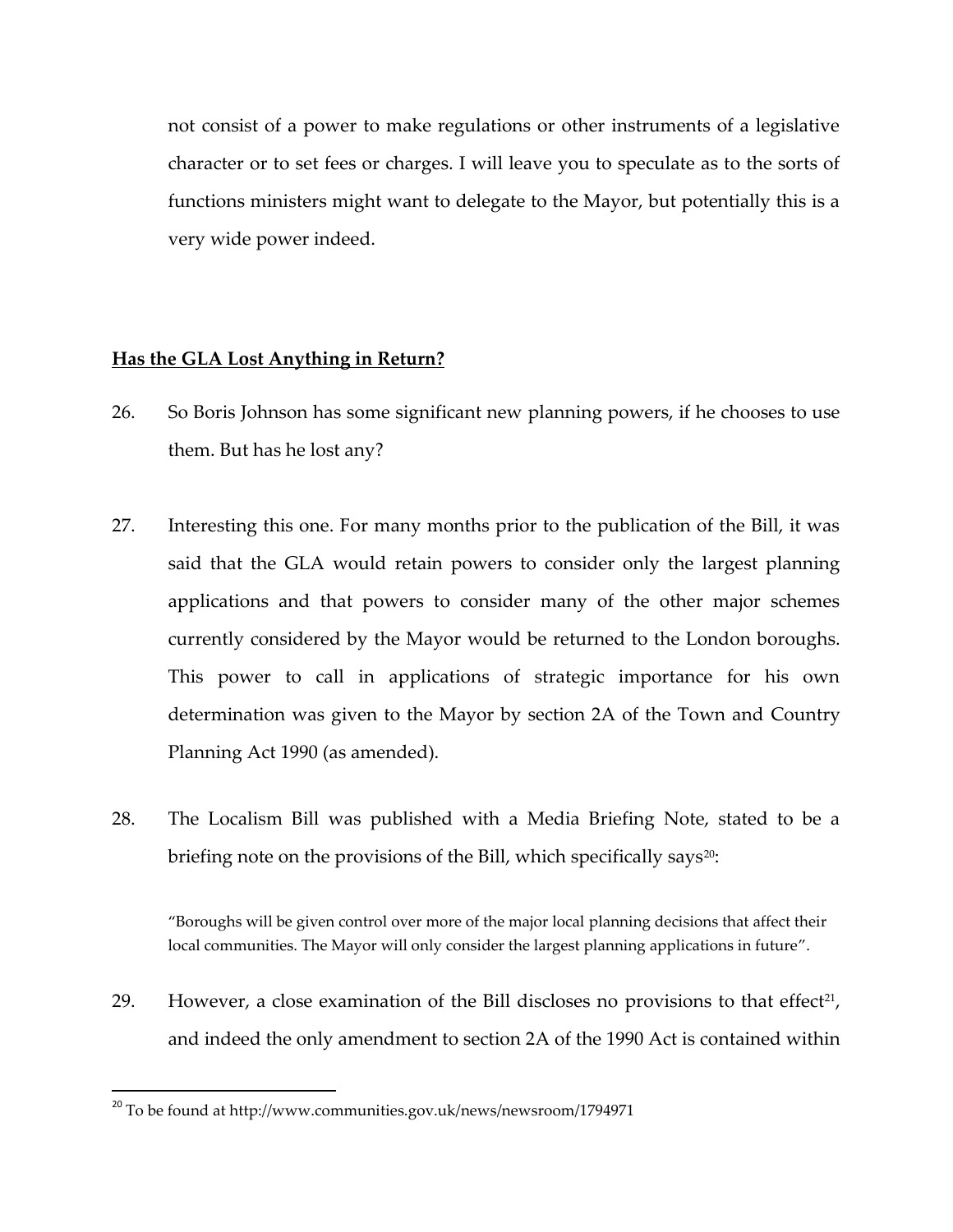not consist of a power to make regulations or other instruments of a legislative character or to set fees or charges. I will leave you to speculate as to the sorts of functions ministers might want to delegate to the Mayor, but potentially this is a very wide power indeed.

## Has the GLA Lost Anything in Return?

26. So Boris Johnson has some significant new planning powers, if he chooses to use them. But has he lost any?

27. Interesting this one. For many months prior to the publication of the Bill, it was said that the GLA would retain powers to consider only the largest planning applications and that powers to consider many of the other major schemes currently considered by the Mayor would be returned to the London boroughs. This power to call in applications of strategic importance for his own determination was given to the Mayor by section 2A of the Town and Country Planning Act 1990 (as amended).

28. The Localism Bill was published with a Media Briefing Note, stated to be a briefing note on the provisions of the Bill, which specifically says[20]:

> "Boroughs will be given control over more of the major local planning decisions that affect their local communities. The Mayor will only consider the largest planning applications in future".

29. However, a close examination of the Bill discloses no provisions to that effect[21], and indeed the only amendment to section 2A of the 1990 Act is contained within

[20] To be found at http://www.communities.gov.uk/news/newsroom/1794971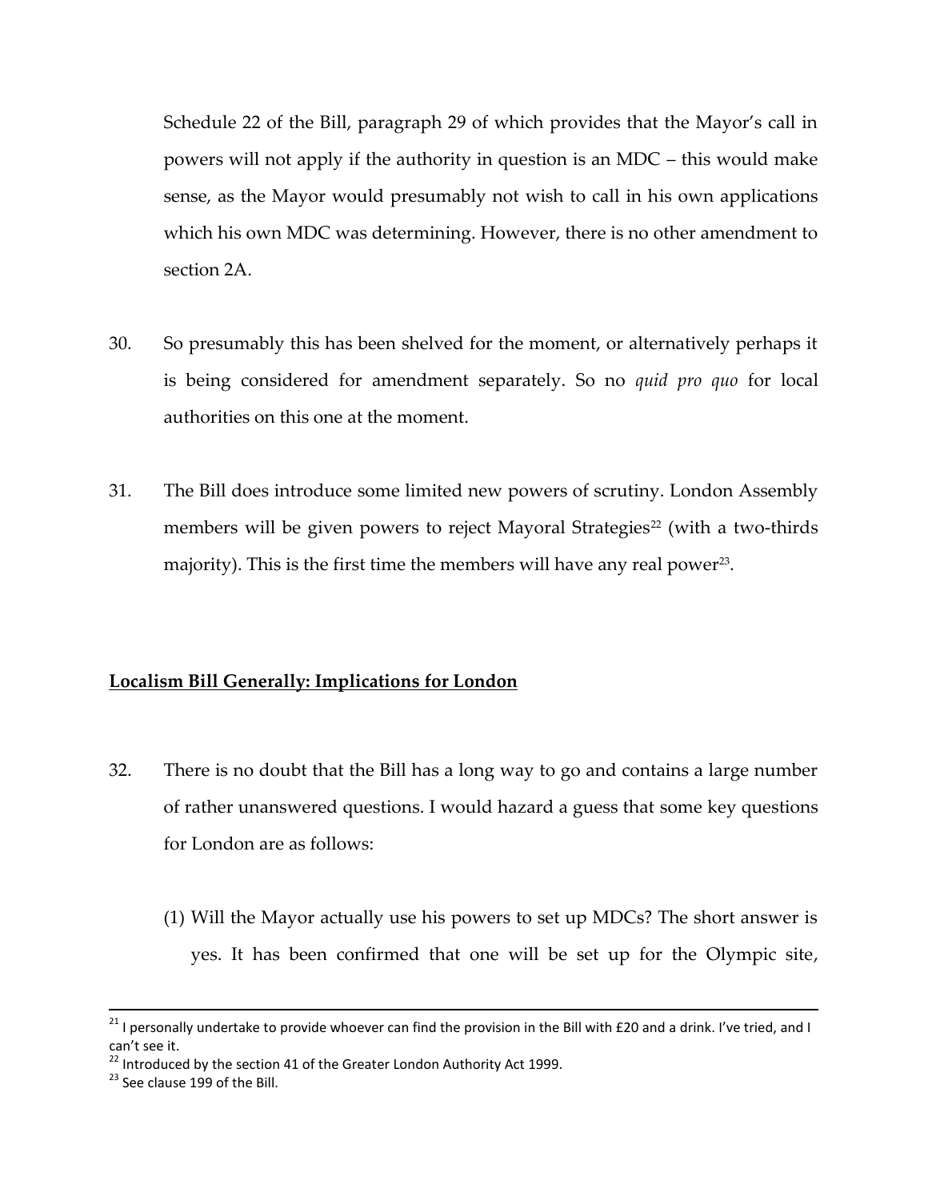Schedule 22 of the Bill, paragraph 29 of which provides that the Mayor's call in powers will not apply if the authority in question is an MDC – this would make sense, as the Mayor would presumably not wish to call in his own applications which his own MDC was determining. However, there is no other amendment to section 2A.

30. So presumably this has been shelved for the moment, or alternatively perhaps it is being considered for amendment separately. So no *quid pro quo* for local authorities on this one at the moment.

31. The Bill does introduce some limited new powers of scrutiny. London Assembly members will be given powers to reject Mayoral Strategies[22] (with a two-thirds majority). This is the first time the members will have any real power[23].

## Localism Bill Generally: Implications for London

32. There is no doubt that the Bill has a long way to go and contains a large number of rather unanswered questions. I would hazard a guess that some key questions for London are as follows:

    (1) Will the Mayor actually use his powers to set up MDCs? The short answer is yes. It has been confirmed that one will be set up for the Olympic site,

---

[21] I personally undertake to provide whoever can find the provision in the Bill with £20 and a drink. I've tried, and I can't see it.

[22] Introduced by the section 41 of the Greater London Authority Act 1999.

[23] See clause 199 of the Bill.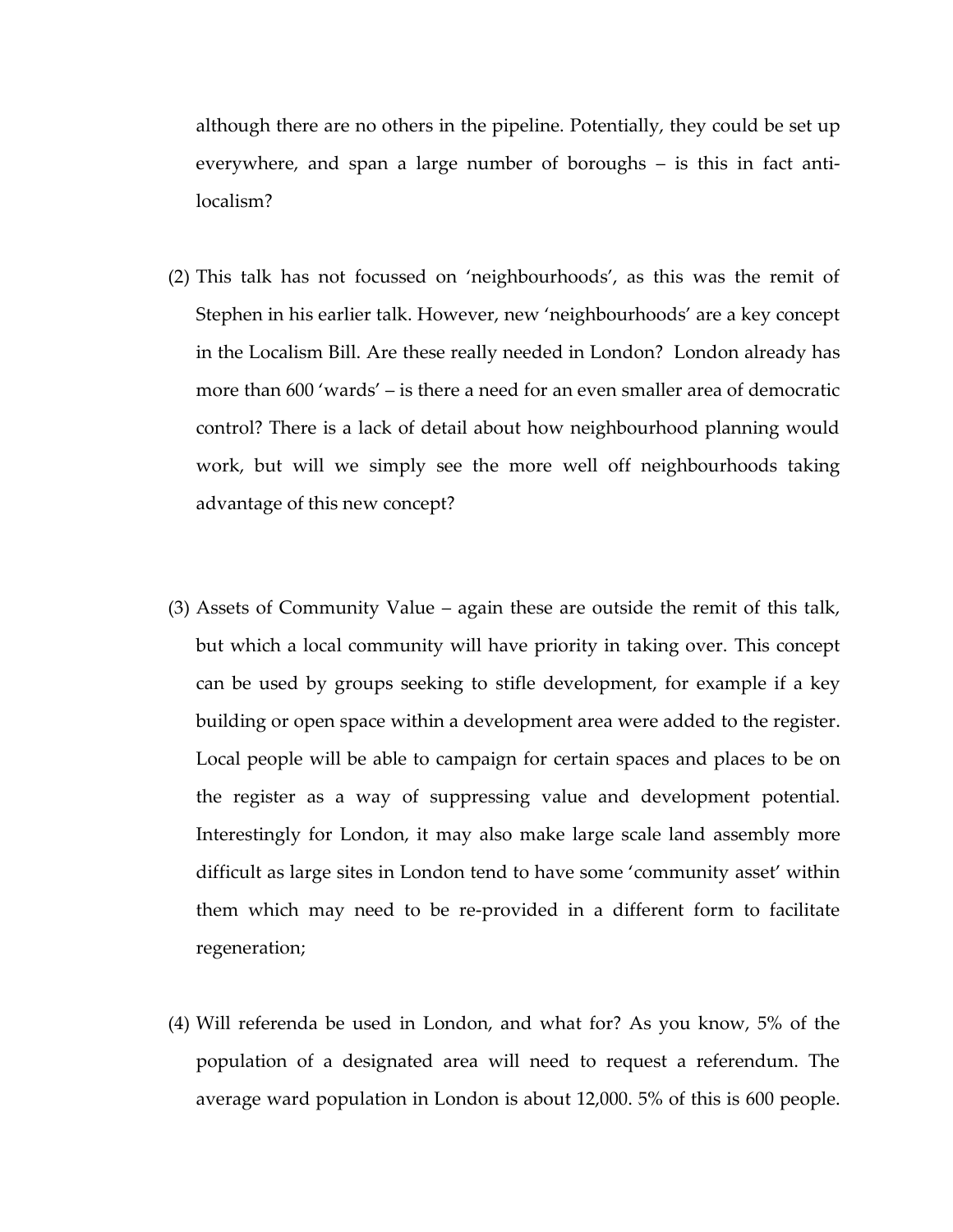although there are no others in the pipeline. Potentially, they could be set up everywhere, and span a large number of boroughs – is this in fact anti-localism?

(2) This talk has not focussed on 'neighbourhoods', as this was the remit of Stephen in his earlier talk. However, new 'neighbourhoods' are a key concept in the Localism Bill. Are these really needed in London? London already has more than 600 'wards' – is there a need for an even smaller area of democratic control? There is a lack of detail about how neighbourhood planning would work, but will we simply see the more well off neighbourhoods taking advantage of this new concept?

(3) Assets of Community Value – again these are outside the remit of this talk, but which a local community will have priority in taking over. This concept can be used by groups seeking to stifle development, for example if a key building or open space within a development area were added to the register. Local people will be able to campaign for certain spaces and places to be on the register as a way of suppressing value and development potential. Interestingly for London, it may also make large scale land assembly more difficult as large sites in London tend to have some 'community asset' within them which may need to be re-provided in a different form to facilitate regeneration;

(4) Will referenda be used in London, and what for? As you know, 5% of the population of a designated area will need to request a referendum. The average ward population in London is about 12,000. 5% of this is 600 people.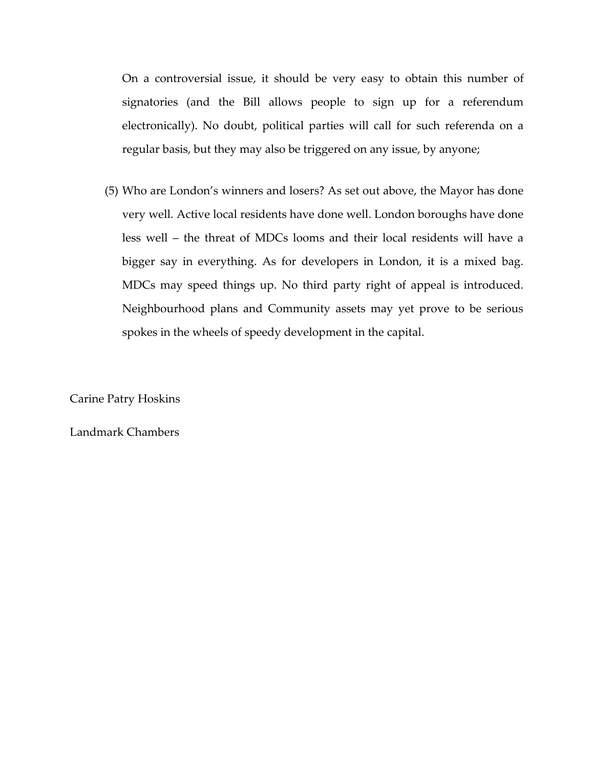On a controversial issue, it should be very easy to obtain this number of signatories (and the Bill allows people to sign up for a referendum electronically). No doubt, political parties will call for such referenda on a regular basis, but they may also be triggered on any issue, by anyone;

(5) Who are London's winners and losers? As set out above, the Mayor has done very well. Active local residents have done well. London boroughs have done less well – the threat of MDCs looms and their local residents will have a bigger say in everything. As for developers in London, it is a mixed bag. MDCs may speed things up. No third party right of appeal is introduced. Neighbourhood plans and Community assets may yet prove to be serious spokes in the wheels of speedy development in the capital.

Carine Patry Hoskins

Landmark Chambers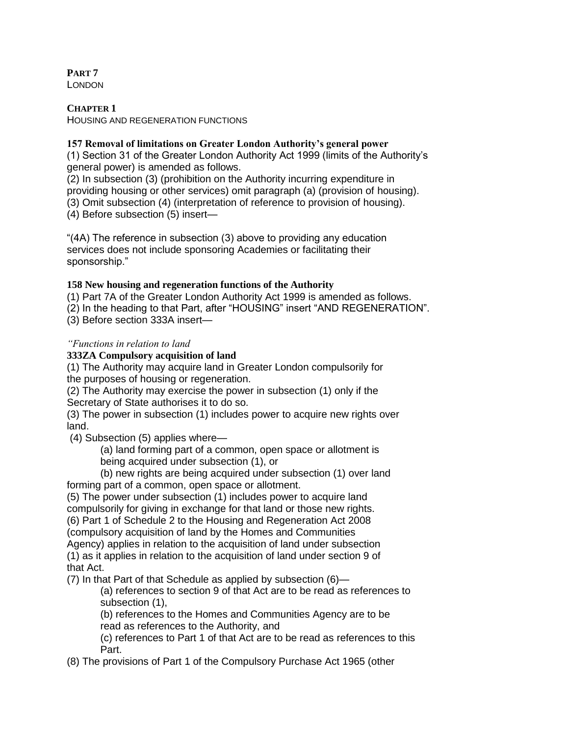**PART 7**
LONDON

**CHAPTER 1**
HOUSING AND REGENERATION FUNCTIONS

**157 Removal of limitations on Greater London Authority's general power**

(1) Section 31 of the Greater London Authority Act 1999 (limits of the Authority's general power) is amended as follows.
(2) In subsection (3) (prohibition on the Authority incurring expenditure in providing housing or other services) omit paragraph (a) (provision of housing).
(3) Omit subsection (4) (interpretation of reference to provision of housing).
(4) Before subsection (5) insert—

"(4A) The reference in subsection (3) above to providing any education services does not include sponsoring Academies or facilitating their sponsorship."

**158 New housing and regeneration functions of the Authority**

(1) Part 7A of the Greater London Authority Act 1999 is amended as follows.
(2) In the heading to that Part, after "HOUSING" insert "AND REGENERATION".
(3) Before section 333A insert—

*"Functions in relation to land*

**333ZA Compulsory acquisition of land**

(1) The Authority may acquire land in Greater London compulsorily for the purposes of housing or regeneration.
(2) The Authority may exercise the power in subsection (1) only if the Secretary of State authorises it to do so.
(3) The power in subsection (1) includes power to acquire new rights over land.
(4) Subsection (5) applies where—

(a) land forming part of a common, open space or allotment is being acquired under subsection (1), or

(b) new rights are being acquired under subsection (1) over land forming part of a common, open space or allotment.

(5) The power under subsection (1) includes power to acquire land compulsorily for giving in exchange for that land or those new rights.
(6) Part 1 of Schedule 2 to the Housing and Regeneration Act 2008 (compulsory acquisition of land by the Homes and Communities Agency) applies in relation to the acquisition of land under subsection (1) as it applies in relation to the acquisition of land under section 9 of that Act.
(7) In that Part of that Schedule as applied by subsection (6)—

(a) references to section 9 of that Act are to be read as references to subsection (1),

(b) references to the Homes and Communities Agency are to be read as references to the Authority, and

(c) references to Part 1 of that Act are to be read as references to this Part.

(8) The provisions of Part 1 of the Compulsory Purchase Act 1965 (other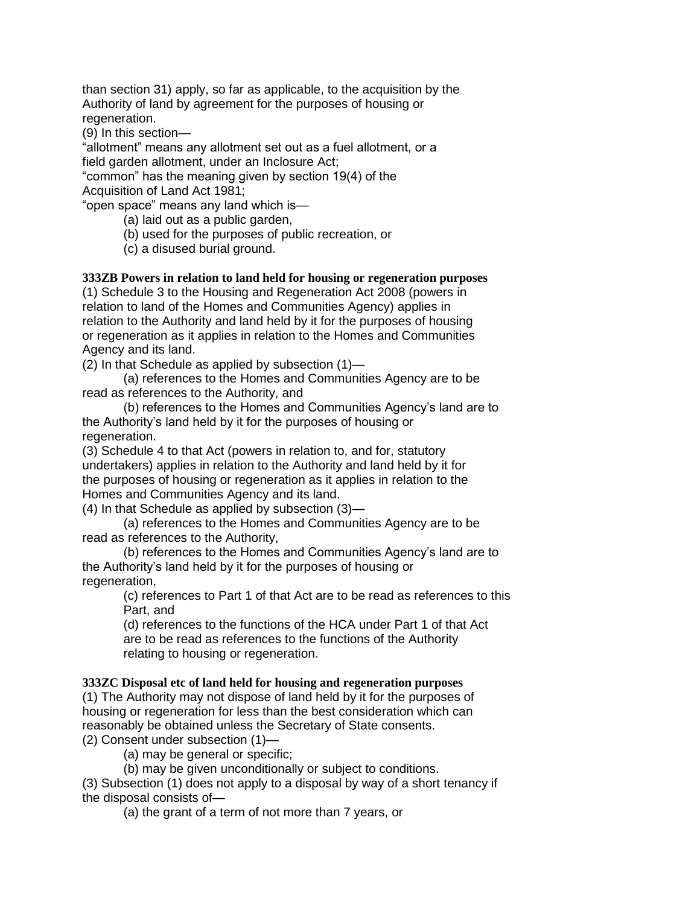than section 31) apply, so far as applicable, to the acquisition by the Authority of land by agreement for the purposes of housing or regeneration.

(9) In this section—

"allotment" means any allotment set out as a fuel allotment, or a field garden allotment, under an Inclosure Act;

"common" has the meaning given by section 19(4) of the Acquisition of Land Act 1981;

"open space" means any land which is—

(a) laid out as a public garden,

(b) used for the purposes of public recreation, or

(c) a disused burial ground.

**333ZB Powers in relation to land held for housing or regeneration purposes**

(1) Schedule 3 to the Housing and Regeneration Act 2008 (powers in relation to land of the Homes and Communities Agency) applies in relation to the Authority and land held by it for the purposes of housing or regeneration as it applies in relation to the Homes and Communities Agency and its land.

(2) In that Schedule as applied by subsection (1)—

(a) references to the Homes and Communities Agency are to be read as references to the Authority, and

(b) references to the Homes and Communities Agency's land are to the Authority's land held by it for the purposes of housing or regeneration.

(3) Schedule 4 to that Act (powers in relation to, and for, statutory undertakers) applies in relation to the Authority and land held by it for the purposes of housing or regeneration as it applies in relation to the Homes and Communities Agency and its land.

(4) In that Schedule as applied by subsection (3)—

(a) references to the Homes and Communities Agency are to be read as references to the Authority,

(b) references to the Homes and Communities Agency's land are to the Authority's land held by it for the purposes of housing or regeneration,

(c) references to Part 1 of that Act are to be read as references to this Part, and

(d) references to the functions of the HCA under Part 1 of that Act are to be read as references to the functions of the Authority relating to housing or regeneration.

**333ZC Disposal etc of land held for housing and regeneration purposes**

(1) The Authority may not dispose of land held by it for the purposes of housing or regeneration for less than the best consideration which can reasonably be obtained unless the Secretary of State consents.

(2) Consent under subsection (1)—

(a) may be general or specific;

(b) may be given unconditionally or subject to conditions.

(3) Subsection (1) does not apply to a disposal by way of a short tenancy if the disposal consists of—

(a) the grant of a term of not more than 7 years, or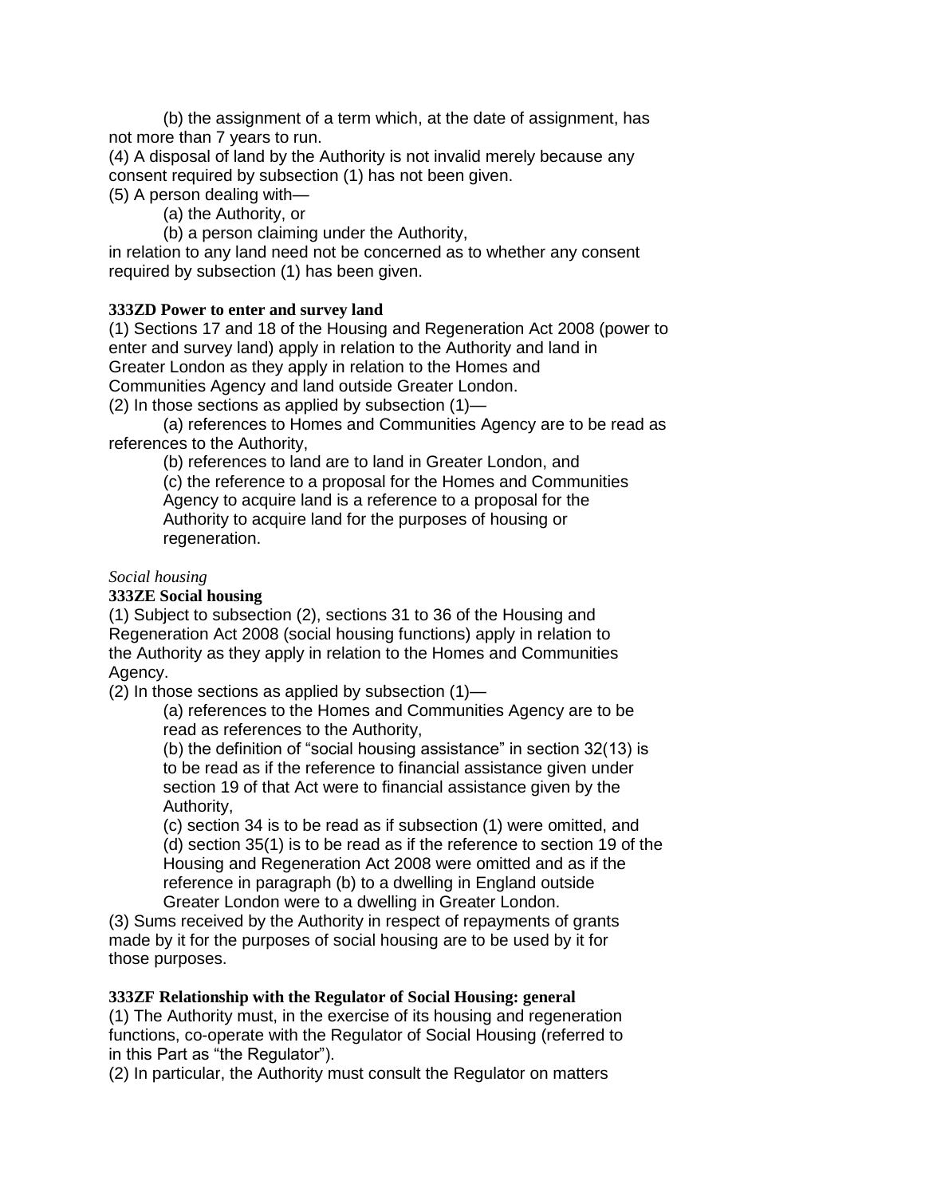(b) the assignment of a term which, at the date of assignment, has not more than 7 years to run.

(4) A disposal of land by the Authority is not invalid merely because any consent required by subsection (1) has not been given.

(5) A person dealing with—

(a) the Authority, or

(b) a person claiming under the Authority,

in relation to any land need not be concerned as to whether any consent required by subsection (1) has been given.

**333ZD Power to enter and survey land**

(1) Sections 17 and 18 of the Housing and Regeneration Act 2008 (power to enter and survey land) apply in relation to the Authority and land in Greater London as they apply in relation to the Homes and Communities Agency and land outside Greater London.

(2) In those sections as applied by subsection (1)—

(a) references to Homes and Communities Agency are to be read as references to the Authority,

(b) references to land are to land in Greater London, and

(c) the reference to a proposal for the Homes and Communities Agency to acquire land is a reference to a proposal for the Authority to acquire land for the purposes of housing or regeneration.

*Social housing*

**333ZE Social housing**

(1) Subject to subsection (2), sections 31 to 36 of the Housing and Regeneration Act 2008 (social housing functions) apply in relation to the Authority as they apply in relation to the Homes and Communities Agency.

(2) In those sections as applied by subsection (1)—

(a) references to the Homes and Communities Agency are to be read as references to the Authority,

(b) the definition of "social housing assistance" in section 32(13) is to be read as if the reference to financial assistance given under section 19 of that Act were to financial assistance given by the Authority,

(c) section 34 is to be read as if subsection (1) were omitted, and

(d) section 35(1) is to be read as if the reference to section 19 of the Housing and Regeneration Act 2008 were omitted and as if the reference in paragraph (b) to a dwelling in England outside Greater London were to a dwelling in Greater London.

(3) Sums received by the Authority in respect of repayments of grants made by it for the purposes of social housing are to be used by it for those purposes.

**333ZF Relationship with the Regulator of Social Housing: general**

(1) The Authority must, in the exercise of its housing and regeneration functions, co-operate with the Regulator of Social Housing (referred to in this Part as "the Regulator").

(2) In particular, the Authority must consult the Regulator on matters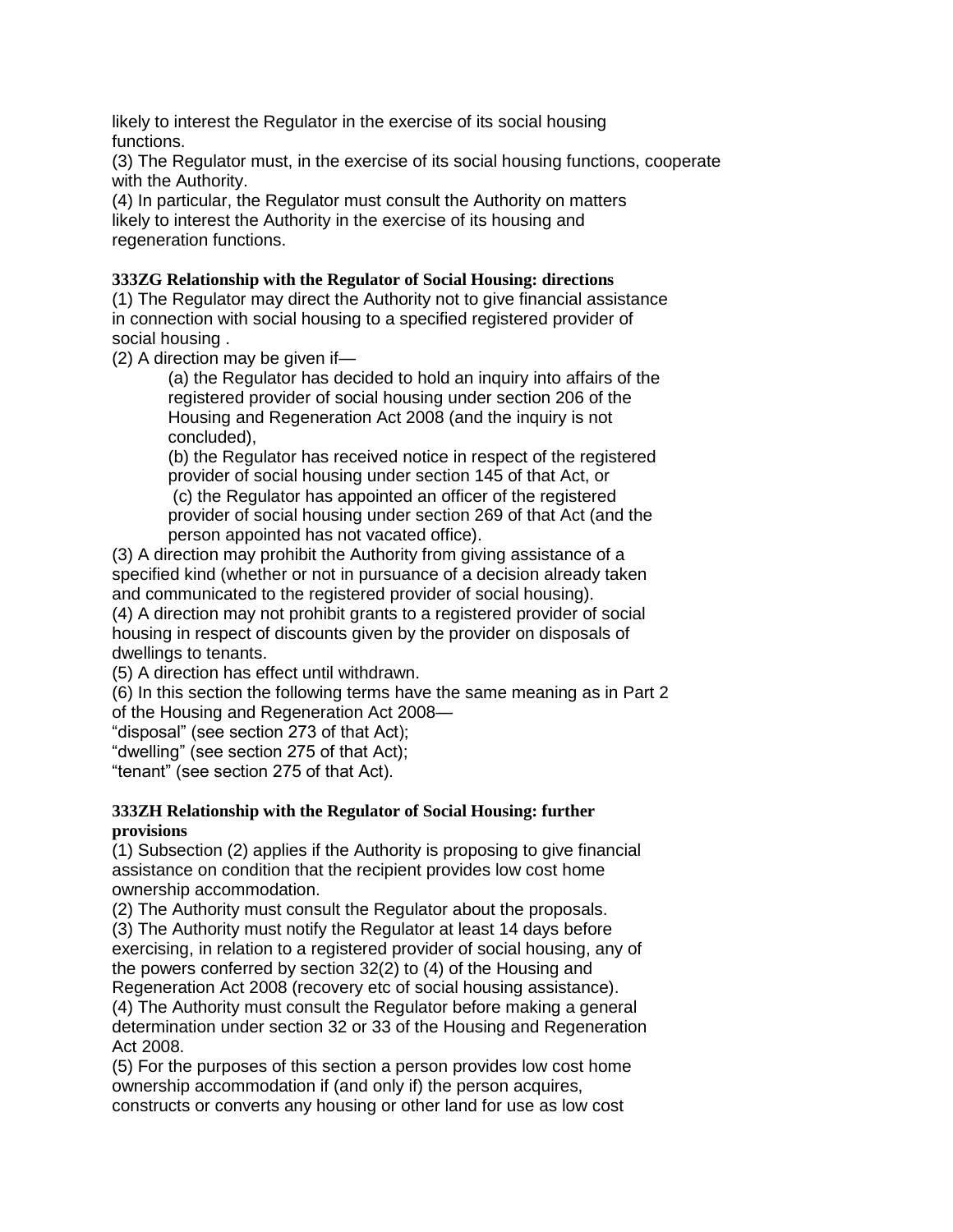likely to interest the Regulator in the exercise of its social housing functions.

(3) The Regulator must, in the exercise of its social housing functions, cooperate with the Authority.

(4) In particular, the Regulator must consult the Authority on matters likely to interest the Authority in the exercise of its housing and regeneration functions.

**333ZG Relationship with the Regulator of Social Housing: directions**

(1) The Regulator may direct the Authority not to give financial assistance in connection with social housing to a specified registered provider of social housing .

(2) A direction may be given if—

> (a) the Regulator has decided to hold an inquiry into affairs of the registered provider of social housing under section 206 of the Housing and Regeneration Act 2008 (and the inquiry is not concluded),
>
> (b) the Regulator has received notice in respect of the registered provider of social housing under section 145 of that Act, or
>
> (c) the Regulator has appointed an officer of the registered provider of social housing under section 269 of that Act (and the person appointed has not vacated office).

(3) A direction may prohibit the Authority from giving assistance of a specified kind (whether or not in pursuance of a decision already taken and communicated to the registered provider of social housing).

(4) A direction may not prohibit grants to a registered provider of social housing in respect of discounts given by the provider on disposals of dwellings to tenants.

(5) A direction has effect until withdrawn.

(6) In this section the following terms have the same meaning as in Part 2 of the Housing and Regeneration Act 2008—

"disposal" (see section 273 of that Act);

"dwelling" (see section 275 of that Act);

"tenant" (see section 275 of that Act).

**333ZH Relationship with the Regulator of Social Housing: further provisions**

(1) Subsection (2) applies if the Authority is proposing to give financial assistance on condition that the recipient provides low cost home ownership accommodation.

(2) The Authority must consult the Regulator about the proposals.

(3) The Authority must notify the Regulator at least 14 days before exercising, in relation to a registered provider of social housing, any of the powers conferred by section 32(2) to (4) of the Housing and Regeneration Act 2008 (recovery etc of social housing assistance).

(4) The Authority must consult the Regulator before making a general determination under section 32 or 33 of the Housing and Regeneration Act 2008.

(5) For the purposes of this section a person provides low cost home ownership accommodation if (and only if) the person acquires, constructs or converts any housing or other land for use as low cost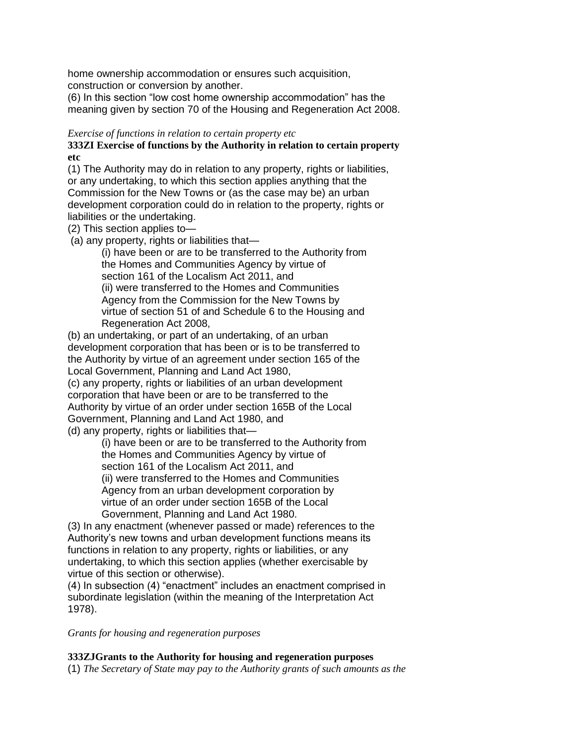home ownership accommodation or ensures such acquisition, construction or conversion by another.

(6) In this section "low cost home ownership accommodation" has the meaning given by section 70 of the Housing and Regeneration Act 2008.

*Exercise of functions in relation to certain property etc*

**333ZI Exercise of functions by the Authority in relation to certain property etc**

(1) The Authority may do in relation to any property, rights or liabilities, or any undertaking, to which this section applies anything that the Commission for the New Towns or (as the case may be) an urban development corporation could do in relation to the property, rights or liabilities or the undertaking.

(2) This section applies to—

(a) any property, rights or liabilities that—

(i) have been or are to be transferred to the Authority from the Homes and Communities Agency by virtue of section 161 of the Localism Act 2011, and

(ii) were transferred to the Homes and Communities Agency from the Commission for the New Towns by virtue of section 51 of and Schedule 6 to the Housing and Regeneration Act 2008,

(b) an undertaking, or part of an undertaking, of an urban development corporation that has been or is to be transferred to the Authority by virtue of an agreement under section 165 of the Local Government, Planning and Land Act 1980,

(c) any property, rights or liabilities of an urban development corporation that have been or are to be transferred to the Authority by virtue of an order under section 165B of the Local Government, Planning and Land Act 1980, and

(d) any property, rights or liabilities that—

(i) have been or are to be transferred to the Authority from the Homes and Communities Agency by virtue of section 161 of the Localism Act 2011, and

(ii) were transferred to the Homes and Communities Agency from an urban development corporation by virtue of an order under section 165B of the Local Government, Planning and Land Act 1980.

(3) In any enactment (whenever passed or made) references to the Authority's new towns and urban development functions means its functions in relation to any property, rights or liabilities, or any undertaking, to which this section applies (whether exercisable by virtue of this section or otherwise).

(4) In subsection (4) "enactment" includes an enactment comprised in subordinate legislation (within the meaning of the Interpretation Act 1978).

*Grants for housing and regeneration purposes*

**333ZJGrants to the Authority for housing and regeneration purposes**

(1) *The Secretary of State may pay to the Authority grants of such amounts as the*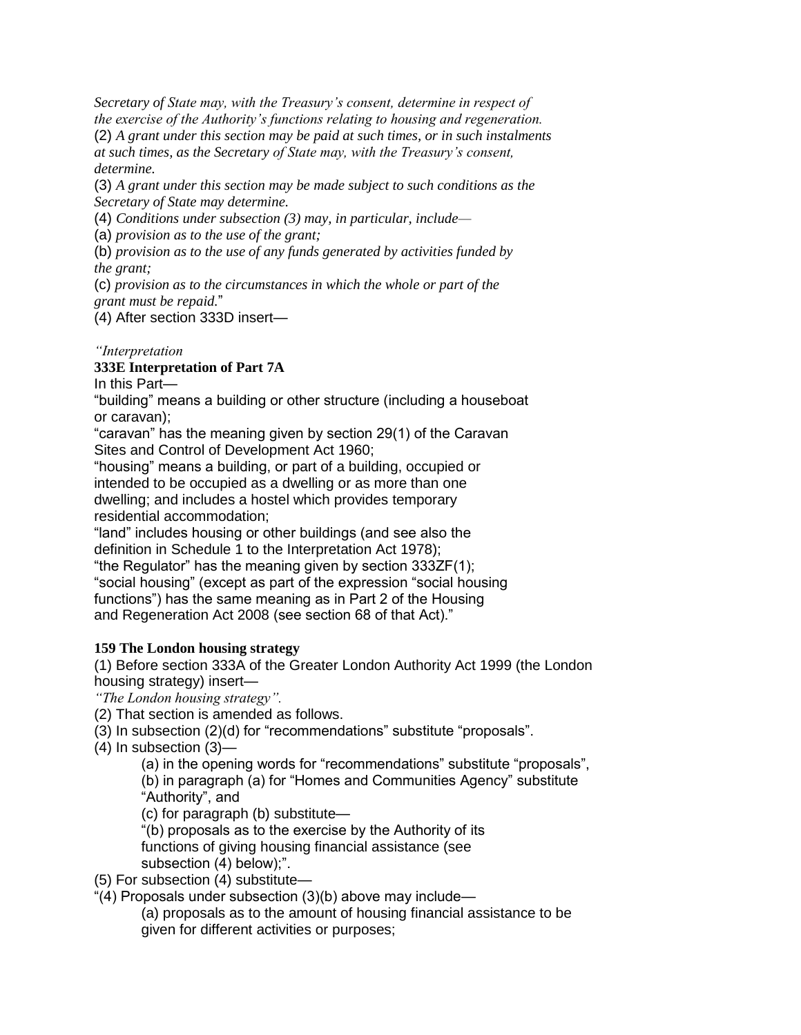*Secretary of State may, with the Treasury's consent, determine in respect of the exercise of the Authority's functions relating to housing and regeneration.*

(2) *A grant under this section may be paid at such times, or in such instalments at such times, as the Secretary of State may, with the Treasury's consent, determine.*

(3) *A grant under this section may be made subject to such conditions as the Secretary of State may determine.*

(4) *Conditions under subsection (3) may, in particular, include—*

(a) *provision as to the use of the grant;*

(b) *provision as to the use of any funds generated by activities funded by the grant;*

(c) *provision as to the circumstances in which the whole or part of the grant must be repaid.*"

(4) After section 333D insert—

*"Interpretation*

**333E Interpretation of Part 7A**

In this Part—

"building" means a building or other structure (including a houseboat or caravan);

"caravan" has the meaning given by section 29(1) of the Caravan Sites and Control of Development Act 1960;

"housing" means a building, or part of a building, occupied or intended to be occupied as a dwelling or as more than one dwelling; and includes a hostel which provides temporary residential accommodation;

"land" includes housing or other buildings (and see also the definition in Schedule 1 to the Interpretation Act 1978);

"the Regulator" has the meaning given by section 333ZF(1);

"social housing" (except as part of the expression "social housing functions") has the same meaning as in Part 2 of the Housing and Regeneration Act 2008 (see section 68 of that Act)."

**159 The London housing strategy**

(1) Before section 333A of the Greater London Authority Act 1999 (the London housing strategy) insert—

*"The London housing strategy".*

(2) That section is amended as follows.

(3) In subsection (2)(d) for "recommendations" substitute "proposals".

(4) In subsection (3)—

(a) in the opening words for "recommendations" substitute "proposals",

(b) in paragraph (a) for "Homes and Communities Agency" substitute "Authority", and

(c) for paragraph (b) substitute—

"(b) proposals as to the exercise by the Authority of its functions of giving housing financial assistance (see subsection (4) below);".

(5) For subsection (4) substitute—

"(4) Proposals under subsection (3)(b) above may include—

(a) proposals as to the amount of housing financial assistance to be given for different activities or purposes;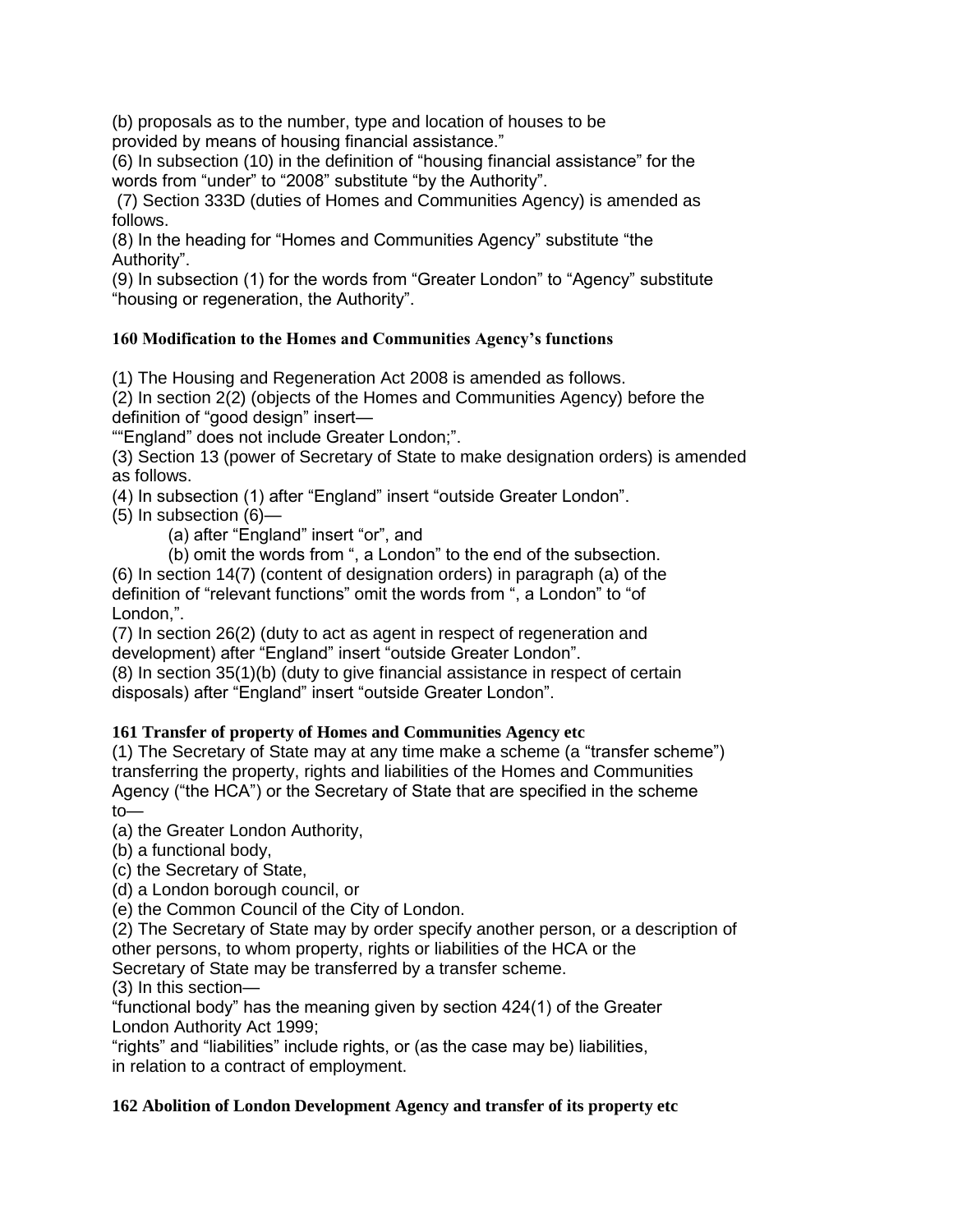(b) proposals as to the number, type and location of houses to be provided by means of housing financial assistance."

(6) In subsection (10) in the definition of "housing financial assistance" for the words from "under" to "2008" substitute "by the Authority".

(7) Section 333D (duties of Homes and Communities Agency) is amended as follows.

(8) In the heading for "Homes and Communities Agency" substitute "the Authority".

(9) In subsection (1) for the words from "Greater London" to "Agency" substitute "housing or regeneration, the Authority".

**160 Modification to the Homes and Communities Agency's functions**

(1) The Housing and Regeneration Act 2008 is amended as follows.

(2) In section 2(2) (objects of the Homes and Communities Agency) before the definition of "good design" insert—

""England" does not include Greater London;".

(3) Section 13 (power of Secretary of State to make designation orders) is amended as follows.

(4) In subsection (1) after "England" insert "outside Greater London".

(5) In subsection (6)—

(a) after "England" insert "or", and

(b) omit the words from ", a London" to the end of the subsection.

(6) In section 14(7) (content of designation orders) in paragraph (a) of the definition of "relevant functions" omit the words from ", a London" to "of London,".

(7) In section 26(2) (duty to act as agent in respect of regeneration and development) after "England" insert "outside Greater London".

(8) In section 35(1)(b) (duty to give financial assistance in respect of certain disposals) after "England" insert "outside Greater London".

**161 Transfer of property of Homes and Communities Agency etc**

(1) The Secretary of State may at any time make a scheme (a "transfer scheme") transferring the property, rights and liabilities of the Homes and Communities Agency ("the HCA") or the Secretary of State that are specified in the scheme to—

(a) the Greater London Authority,

(b) a functional body,

(c) the Secretary of State,

(d) a London borough council, or

(e) the Common Council of the City of London.

(2) The Secretary of State may by order specify another person, or a description of other persons, to whom property, rights or liabilities of the HCA or the Secretary of State may be transferred by a transfer scheme.

(3) In this section—

"functional body" has the meaning given by section 424(1) of the Greater London Authority Act 1999;

"rights" and "liabilities" include rights, or (as the case may be) liabilities, in relation to a contract of employment.

**162 Abolition of London Development Agency and transfer of its property etc**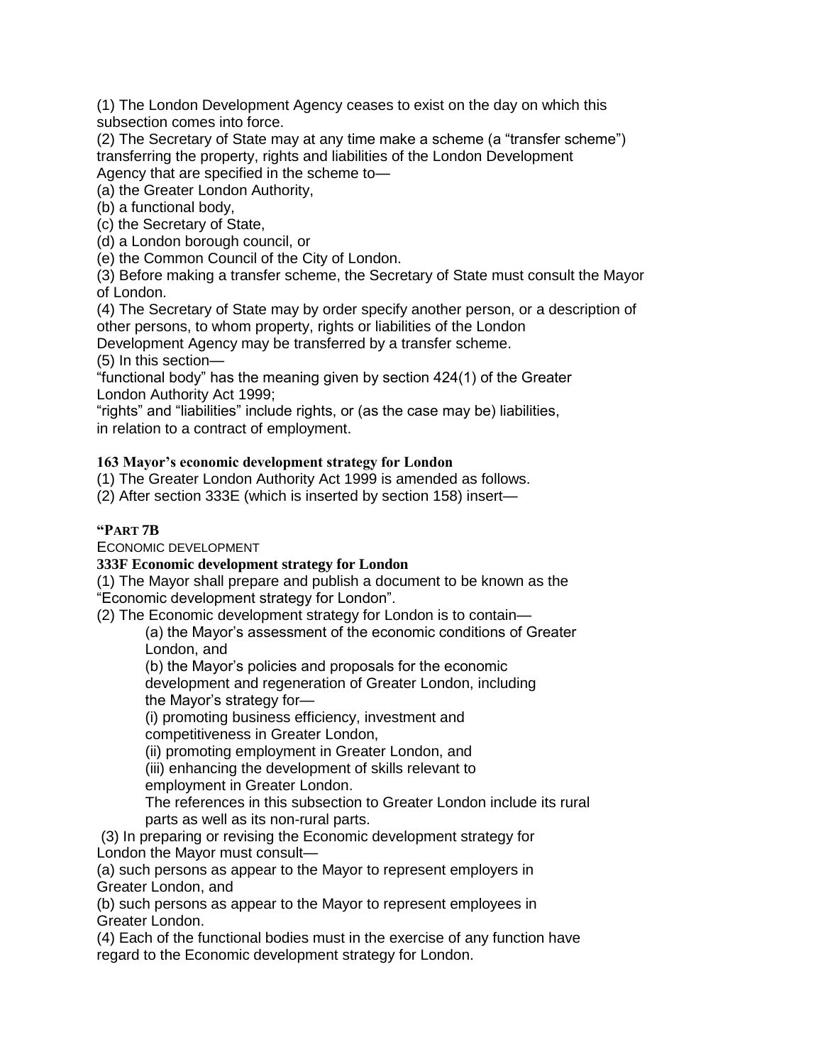(1) The London Development Agency ceases to exist on the day on which this subsection comes into force.

(2) The Secretary of State may at any time make a scheme (a "transfer scheme") transferring the property, rights and liabilities of the London Development Agency that are specified in the scheme to—

(a) the Greater London Authority,

(b) a functional body,

(c) the Secretary of State,

(d) a London borough council, or

(e) the Common Council of the City of London.

(3) Before making a transfer scheme, the Secretary of State must consult the Mayor of London.

(4) The Secretary of State may by order specify another person, or a description of other persons, to whom property, rights or liabilities of the London Development Agency may be transferred by a transfer scheme.

(5) In this section—

"functional body" has the meaning given by section 424(1) of the Greater London Authority Act 1999;

"rights" and "liabilities" include rights, or (as the case may be) liabilities, in relation to a contract of employment.

**163 Mayor's economic development strategy for London**

(1) The Greater London Authority Act 1999 is amended as follows.

(2) After section 333E (which is inserted by section 158) insert—

**"PART 7B**

ECONOMIC DEVELOPMENT

**333F Economic development strategy for London**

(1) The Mayor shall prepare and publish a document to be known as the "Economic development strategy for London".

(2) The Economic development strategy for London is to contain—

(a) the Mayor's assessment of the economic conditions of Greater London, and

(b) the Mayor's policies and proposals for the economic development and regeneration of Greater London, including the Mayor's strategy for—

(i) promoting business efficiency, investment and competitiveness in Greater London,

(ii) promoting employment in Greater London, and

(iii) enhancing the development of skills relevant to employment in Greater London.

The references in this subsection to Greater London include its rural parts as well as its non-rural parts.

(3) In preparing or revising the Economic development strategy for London the Mayor must consult—

(a) such persons as appear to the Mayor to represent employers in Greater London, and

(b) such persons as appear to the Mayor to represent employees in Greater London.

(4) Each of the functional bodies must in the exercise of any function have regard to the Economic development strategy for London.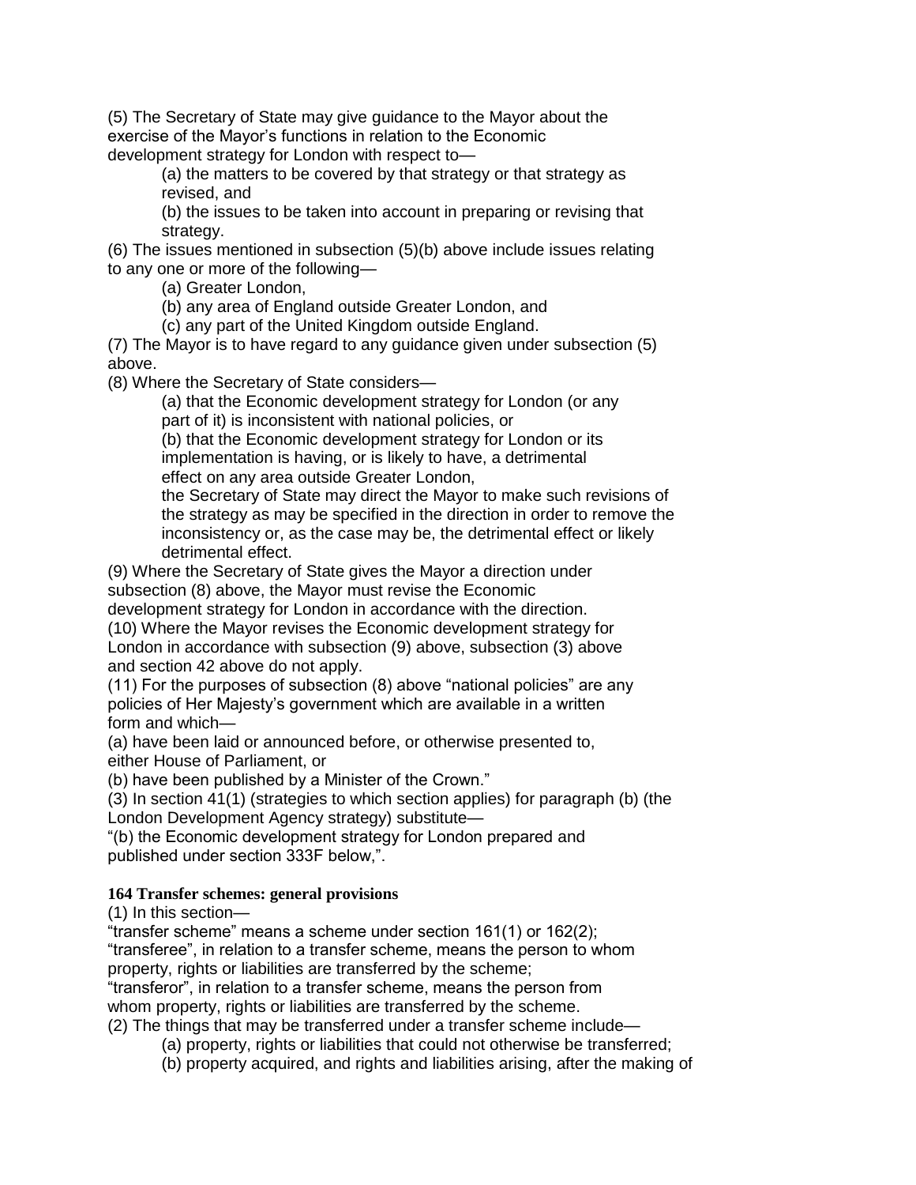(5) The Secretary of State may give guidance to the Mayor about the exercise of the Mayor's functions in relation to the Economic development strategy for London with respect to—

(a) the matters to be covered by that strategy or that strategy as revised, and

(b) the issues to be taken into account in preparing or revising that strategy.

(6) The issues mentioned in subsection (5)(b) above include issues relating to any one or more of the following—

(a) Greater London,

(b) any area of England outside Greater London, and

(c) any part of the United Kingdom outside England.

(7) The Mayor is to have regard to any guidance given under subsection (5) above.

(8) Where the Secretary of State considers—

(a) that the Economic development strategy for London (or any part of it) is inconsistent with national policies, or

(b) that the Economic development strategy for London or its implementation is having, or is likely to have, a detrimental effect on any area outside Greater London,

the Secretary of State may direct the Mayor to make such revisions of the strategy as may be specified in the direction in order to remove the inconsistency or, as the case may be, the detrimental effect or likely detrimental effect.

(9) Where the Secretary of State gives the Mayor a direction under subsection (8) above, the Mayor must revise the Economic development strategy for London in accordance with the direction.

(10) Where the Mayor revises the Economic development strategy for London in accordance with subsection (9) above, subsection (3) above and section 42 above do not apply.

(11) For the purposes of subsection (8) above "national policies" are any policies of Her Majesty's government which are available in a written form and which—

(a) have been laid or announced before, or otherwise presented to, either House of Parliament, or

(b) have been published by a Minister of the Crown."

(3) In section 41(1) (strategies to which section applies) for paragraph (b) (the London Development Agency strategy) substitute—

"(b) the Economic development strategy for London prepared and published under section 333F below,".

**164 Transfer schemes: general provisions**

(1) In this section—

"transfer scheme" means a scheme under section 161(1) or 162(2);

"transferee", in relation to a transfer scheme, means the person to whom property, rights or liabilities are transferred by the scheme;

"transferor", in relation to a transfer scheme, means the person from whom property, rights or liabilities are transferred by the scheme.

(2) The things that may be transferred under a transfer scheme include—

(a) property, rights or liabilities that could not otherwise be transferred;

(b) property acquired, and rights and liabilities arising, after the making of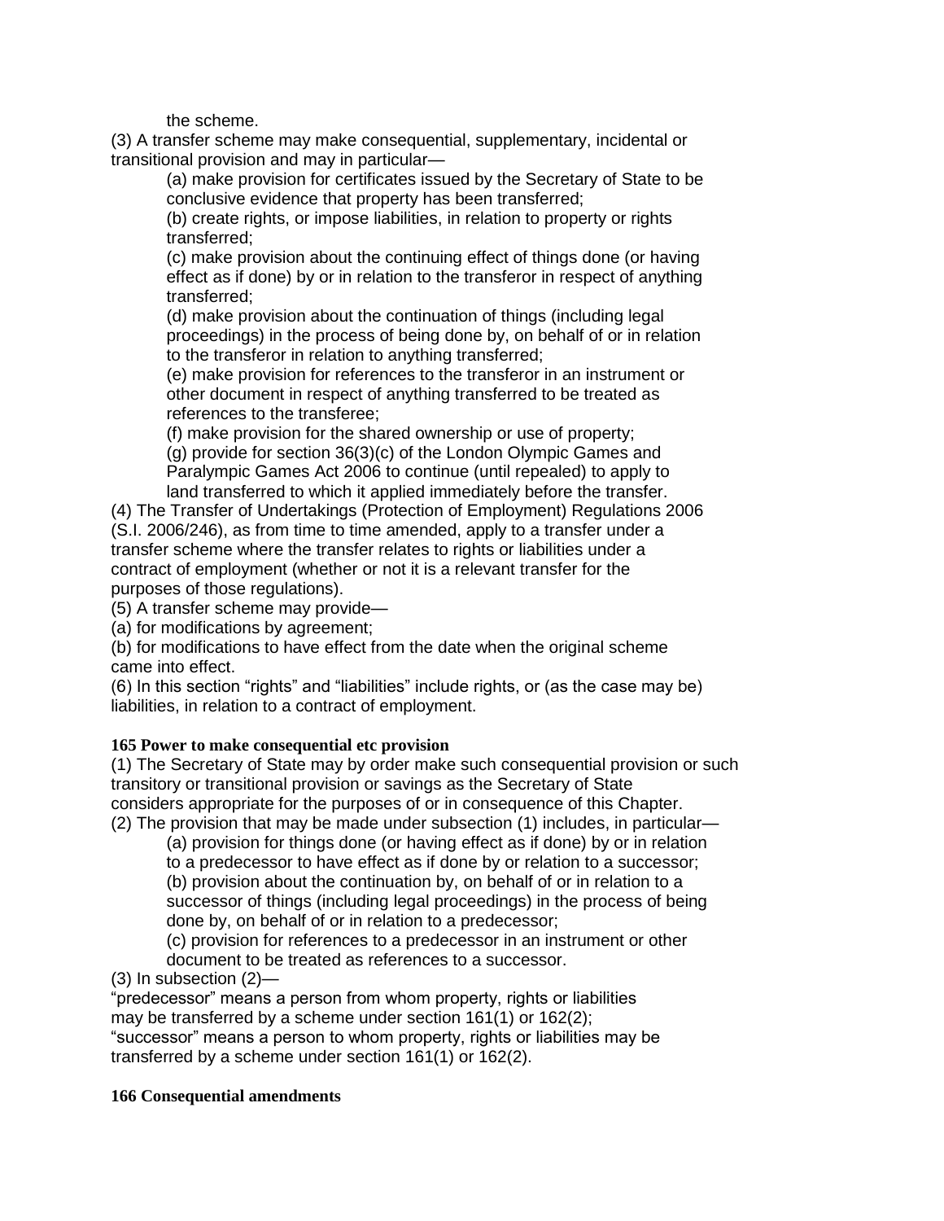the scheme.

(3) A transfer scheme may make consequential, supplementary, incidental or transitional provision and may in particular—

(a) make provision for certificates issued by the Secretary of State to be conclusive evidence that property has been transferred;

(b) create rights, or impose liabilities, in relation to property or rights transferred;

(c) make provision about the continuing effect of things done (or having effect as if done) by or in relation to the transferor in respect of anything transferred;

(d) make provision about the continuation of things (including legal proceedings) in the process of being done by, on behalf of or in relation to the transferor in relation to anything transferred;

(e) make provision for references to the transferor in an instrument or other document in respect of anything transferred to be treated as references to the transferee;

(f) make provision for the shared ownership or use of property;

(g) provide for section 36(3)(c) of the London Olympic Games and Paralympic Games Act 2006 to continue (until repealed) to apply to land transferred to which it applied immediately before the transfer.

(4) The Transfer of Undertakings (Protection of Employment) Regulations 2006 (S.I. 2006/246), as from time to time amended, apply to a transfer under a transfer scheme where the transfer relates to rights or liabilities under a contract of employment (whether or not it is a relevant transfer for the purposes of those regulations).

(5) A transfer scheme may provide—

(a) for modifications by agreement;

(b) for modifications to have effect from the date when the original scheme came into effect.

(6) In this section "rights" and "liabilities" include rights, or (as the case may be) liabilities, in relation to a contract of employment.

**165 Power to make consequential etc provision**

(1) The Secretary of State may by order make such consequential provision or such transitory or transitional provision or savings as the Secretary of State considers appropriate for the purposes of or in consequence of this Chapter.

(2) The provision that may be made under subsection (1) includes, in particular—

(a) provision for things done (or having effect as if done) by or in relation to a predecessor to have effect as if done by or relation to a successor;

(b) provision about the continuation by, on behalf of or in relation to a successor of things (including legal proceedings) in the process of being done by, on behalf of or in relation to a predecessor;

(c) provision for references to a predecessor in an instrument or other document to be treated as references to a successor.

(3) In subsection (2)—

"predecessor" means a person from whom property, rights or liabilities may be transferred by a scheme under section 161(1) or 162(2);

"successor" means a person to whom property, rights or liabilities may be transferred by a scheme under section 161(1) or 162(2).

**166 Consequential amendments**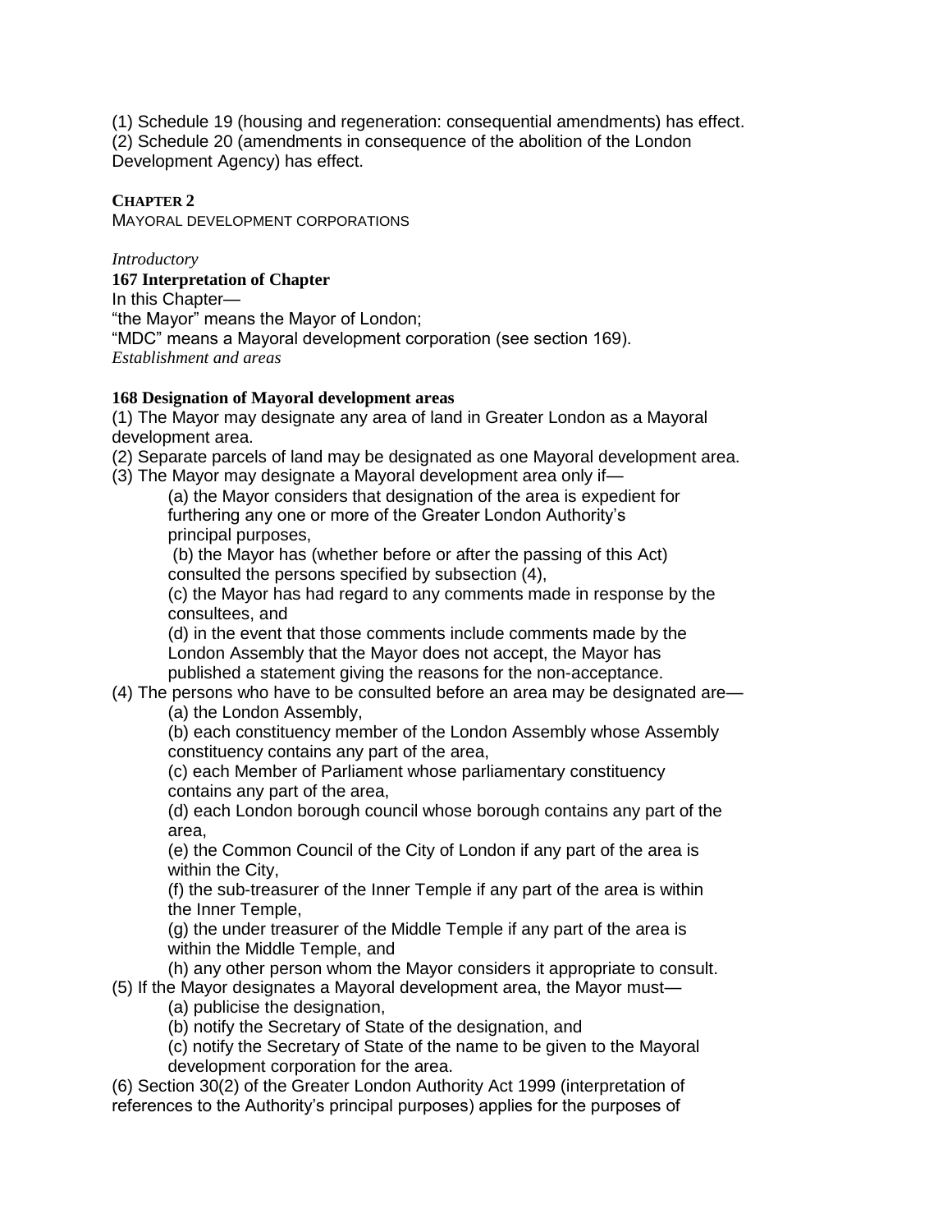(1) Schedule 19 (housing and regeneration: consequential amendments) has effect.
(2) Schedule 20 (amendments in consequence of the abolition of the London Development Agency) has effect.

## CHAPTER 2

MAYORAL DEVELOPMENT CORPORATIONS

*Introductory*

**167 Interpretation of Chapter**

In this Chapter—
"the Mayor" means the Mayor of London;
"MDC" means a Mayoral development corporation (see section 169).

*Establishment and areas*

**168 Designation of Mayoral development areas**

(1) The Mayor may designate any area of land in Greater London as a Mayoral development area.
(2) Separate parcels of land may be designated as one Mayoral development area.
(3) The Mayor may designate a Mayoral development area only if—

(a) the Mayor considers that designation of the area is expedient for furthering any one or more of the Greater London Authority's principal purposes,
(b) the Mayor has (whether before or after the passing of this Act) consulted the persons specified by subsection (4),
(c) the Mayor has had regard to any comments made in response by the consultees, and
(d) in the event that those comments include comments made by the London Assembly that the Mayor does not accept, the Mayor has published a statement giving the reasons for the non-acceptance.

(4) The persons who have to be consulted before an area may be designated are—

(a) the London Assembly,
(b) each constituency member of the London Assembly whose Assembly constituency contains any part of the area,
(c) each Member of Parliament whose parliamentary constituency contains any part of the area,
(d) each London borough council whose borough contains any part of the area,
(e) the Common Council of the City of London if any part of the area is within the City,
(f) the sub-treasurer of the Inner Temple if any part of the area is within the Inner Temple,
(g) the under treasurer of the Middle Temple if any part of the area is within the Middle Temple, and
(h) any other person whom the Mayor considers it appropriate to consult.

(5) If the Mayor designates a Mayoral development area, the Mayor must—

(a) publicise the designation,
(b) notify the Secretary of State of the designation, and
(c) notify the Secretary of State of the name to be given to the Mayoral development corporation for the area.

(6) Section 30(2) of the Greater London Authority Act 1999 (interpretation of references to the Authority's principal purposes) applies for the purposes of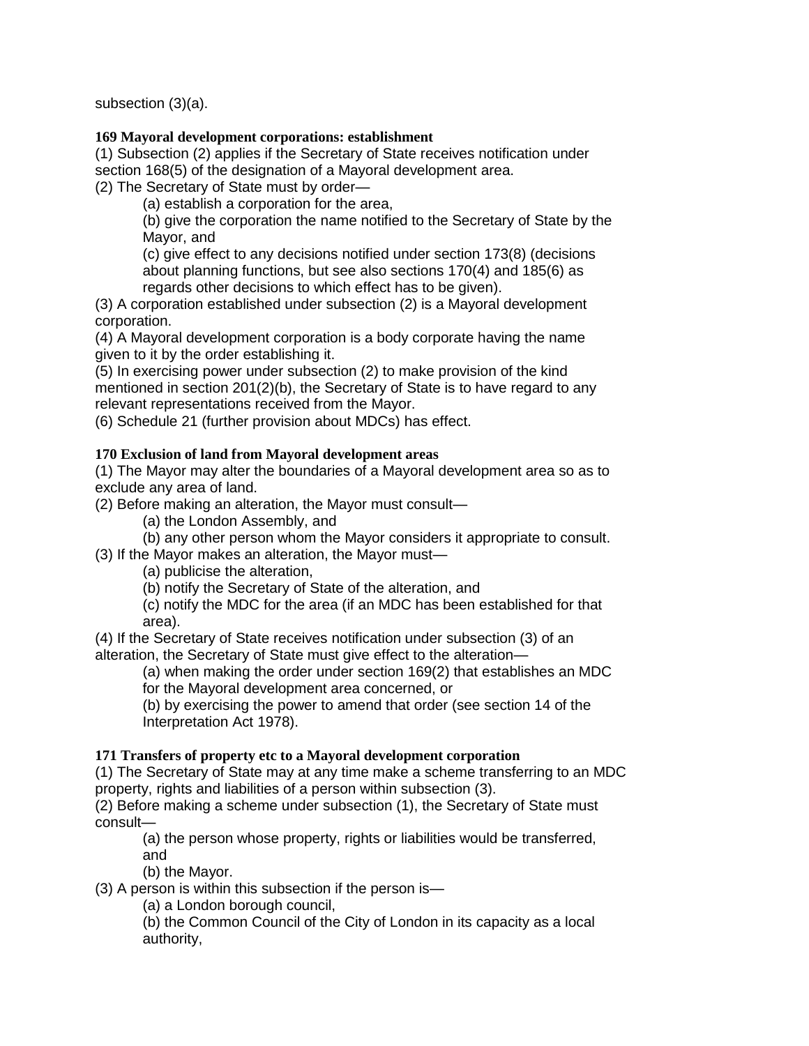subsection (3)(a).

**169 Mayoral development corporations: establishment**

(1) Subsection (2) applies if the Secretary of State receives notification under section 168(5) of the designation of a Mayoral development area.

(2) The Secretary of State must by order—

(a) establish a corporation for the area,

(b) give the corporation the name notified to the Secretary of State by the Mayor, and

(c) give effect to any decisions notified under section 173(8) (decisions about planning functions, but see also sections 170(4) and 185(6) as regards other decisions to which effect has to be given).

(3) A corporation established under subsection (2) is a Mayoral development corporation.

(4) A Mayoral development corporation is a body corporate having the name given to it by the order establishing it.

(5) In exercising power under subsection (2) to make provision of the kind mentioned in section 201(2)(b), the Secretary of State is to have regard to any relevant representations received from the Mayor.

(6) Schedule 21 (further provision about MDCs) has effect.

**170 Exclusion of land from Mayoral development areas**

(1) The Mayor may alter the boundaries of a Mayoral development area so as to exclude any area of land.

(2) Before making an alteration, the Mayor must consult—

(a) the London Assembly, and

(b) any other person whom the Mayor considers it appropriate to consult.

(3) If the Mayor makes an alteration, the Mayor must—

(a) publicise the alteration,

(b) notify the Secretary of State of the alteration, and

(c) notify the MDC for the area (if an MDC has been established for that area).

(4) If the Secretary of State receives notification under subsection (3) of an alteration, the Secretary of State must give effect to the alteration—

(a) when making the order under section 169(2) that establishes an MDC for the Mayoral development area concerned, or

(b) by exercising the power to amend that order (see section 14 of the Interpretation Act 1978).

**171 Transfers of property etc to a Mayoral development corporation**

(1) The Secretary of State may at any time make a scheme transferring to an MDC property, rights and liabilities of a person within subsection (3).

(2) Before making a scheme under subsection (1), the Secretary of State must consult—

(a) the person whose property, rights or liabilities would be transferred, and

(b) the Mayor.

(3) A person is within this subsection if the person is—

(a) a London borough council,

(b) the Common Council of the City of London in its capacity as a local authority,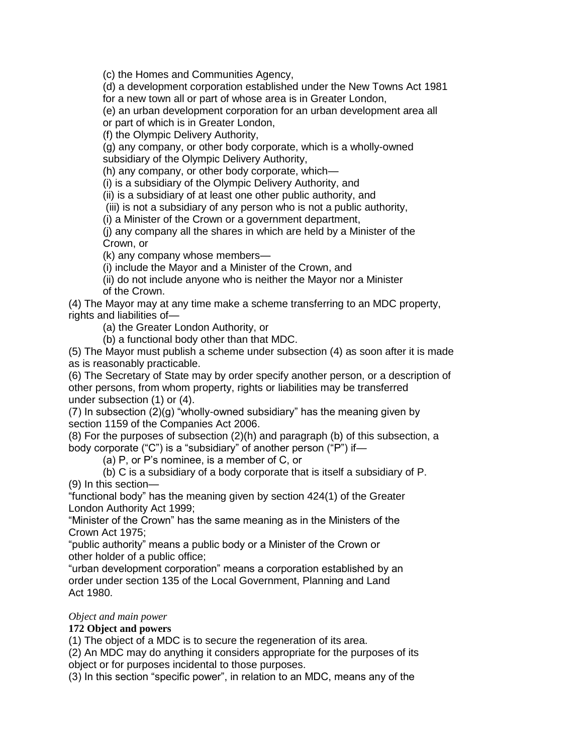(c) the Homes and Communities Agency,

(d) a development corporation established under the New Towns Act 1981 for a new town all or part of whose area is in Greater London,

(e) an urban development corporation for an urban development area all or part of which is in Greater London,

(f) the Olympic Delivery Authority,

(g) any company, or other body corporate, which is a wholly-owned subsidiary of the Olympic Delivery Authority,

(h) any company, or other body corporate, which—

(i) is a subsidiary of the Olympic Delivery Authority, and

(ii) is a subsidiary of at least one other public authority, and

(iii) is not a subsidiary of any person who is not a public authority,

(i) a Minister of the Crown or a government department,

(j) any company all the shares in which are held by a Minister of the Crown, or

(k) any company whose members—

(i) include the Mayor and a Minister of the Crown, and

(ii) do not include anyone who is neither the Mayor nor a Minister of the Crown.

(4) The Mayor may at any time make a scheme transferring to an MDC property, rights and liabilities of—

(a) the Greater London Authority, or

(b) a functional body other than that MDC.

(5) The Mayor must publish a scheme under subsection (4) as soon after it is made as is reasonably practicable.

(6) The Secretary of State may by order specify another person, or a description of other persons, from whom property, rights or liabilities may be transferred under subsection (1) or (4).

(7) In subsection (2)(g) "wholly-owned subsidiary" has the meaning given by section 1159 of the Companies Act 2006.

(8) For the purposes of subsection (2)(h) and paragraph (b) of this subsection, a body corporate ("C") is a "subsidiary" of another person ("P") if—

(a) P, or P's nominee, is a member of C, or

(b) C is a subsidiary of a body corporate that is itself a subsidiary of P.

(9) In this section—

"functional body" has the meaning given by section 424(1) of the Greater London Authority Act 1999;

"Minister of the Crown" has the same meaning as in the Ministers of the Crown Act 1975;

"public authority" means a public body or a Minister of the Crown or other holder of a public office;

"urban development corporation" means a corporation established by an order under section 135 of the Local Government, Planning and Land Act 1980.

*Object and main power*

**172 Object and powers**

(1) The object of a MDC is to secure the regeneration of its area.

(2) An MDC may do anything it considers appropriate for the purposes of its object or for purposes incidental to those purposes.

(3) In this section "specific power", in relation to an MDC, means any of the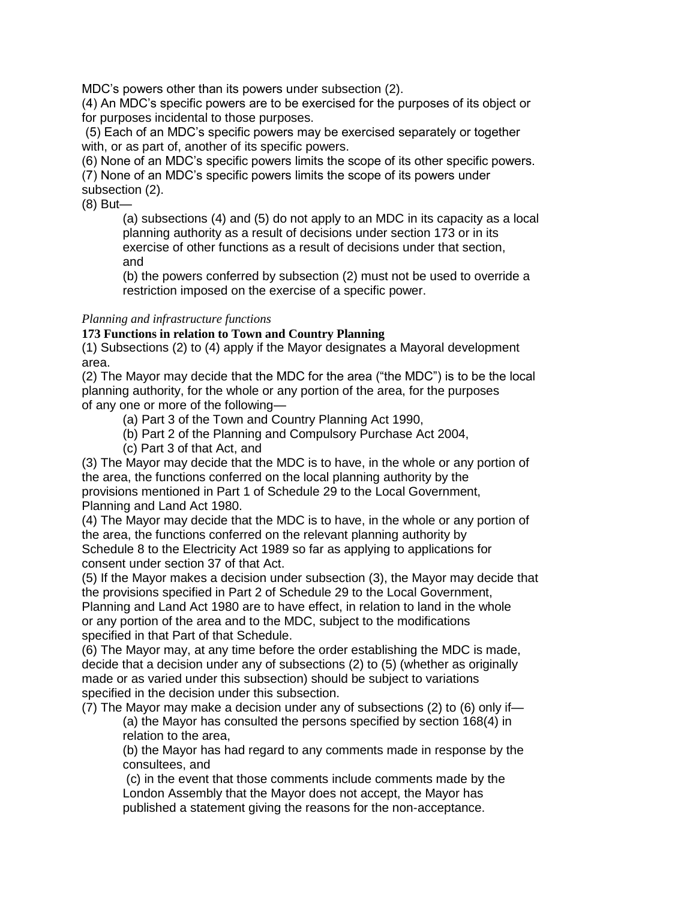MDC's powers other than its powers under subsection (2).

(4) An MDC's specific powers are to be exercised for the purposes of its object or for purposes incidental to those purposes.

(5) Each of an MDC's specific powers may be exercised separately or together with, or as part of, another of its specific powers.

(6) None of an MDC's specific powers limits the scope of its other specific powers.

(7) None of an MDC's specific powers limits the scope of its powers under subsection (2).

(8) But—

> (a) subsections (4) and (5) do not apply to an MDC in its capacity as a local planning authority as a result of decisions under section 173 or in its exercise of other functions as a result of decisions under that section, and
>
> (b) the powers conferred by subsection (2) must not be used to override a restriction imposed on the exercise of a specific power.

*Planning and infrastructure functions*

**173 Functions in relation to Town and Country Planning**

(1) Subsections (2) to (4) apply if the Mayor designates a Mayoral development area.

(2) The Mayor may decide that the MDC for the area ("the MDC") is to be the local planning authority, for the whole or any portion of the area, for the purposes of any one or more of the following—

> (a) Part 3 of the Town and Country Planning Act 1990,
>
> (b) Part 2 of the Planning and Compulsory Purchase Act 2004,
>
> (c) Part 3 of that Act, and

(3) The Mayor may decide that the MDC is to have, in the whole or any portion of the area, the functions conferred on the local planning authority by the provisions mentioned in Part 1 of Schedule 29 to the Local Government, Planning and Land Act 1980.

(4) The Mayor may decide that the MDC is to have, in the whole or any portion of the area, the functions conferred on the relevant planning authority by Schedule 8 to the Electricity Act 1989 so far as applying to applications for consent under section 37 of that Act.

(5) If the Mayor makes a decision under subsection (3), the Mayor may decide that the provisions specified in Part 2 of Schedule 29 to the Local Government, Planning and Land Act 1980 are to have effect, in relation to land in the whole or any portion of the area and to the MDC, subject to the modifications specified in that Part of that Schedule.

(6) The Mayor may, at any time before the order establishing the MDC is made, decide that a decision under any of subsections (2) to (5) (whether as originally made or as varied under this subsection) should be subject to variations specified in the decision under this subsection.

(7) The Mayor may make a decision under any of subsections (2) to (6) only if—

> (a) the Mayor has consulted the persons specified by section 168(4) in relation to the area,
>
> (b) the Mayor has had regard to any comments made in response by the consultees, and
>
> (c) in the event that those comments include comments made by the London Assembly that the Mayor does not accept, the Mayor has published a statement giving the reasons for the non-acceptance.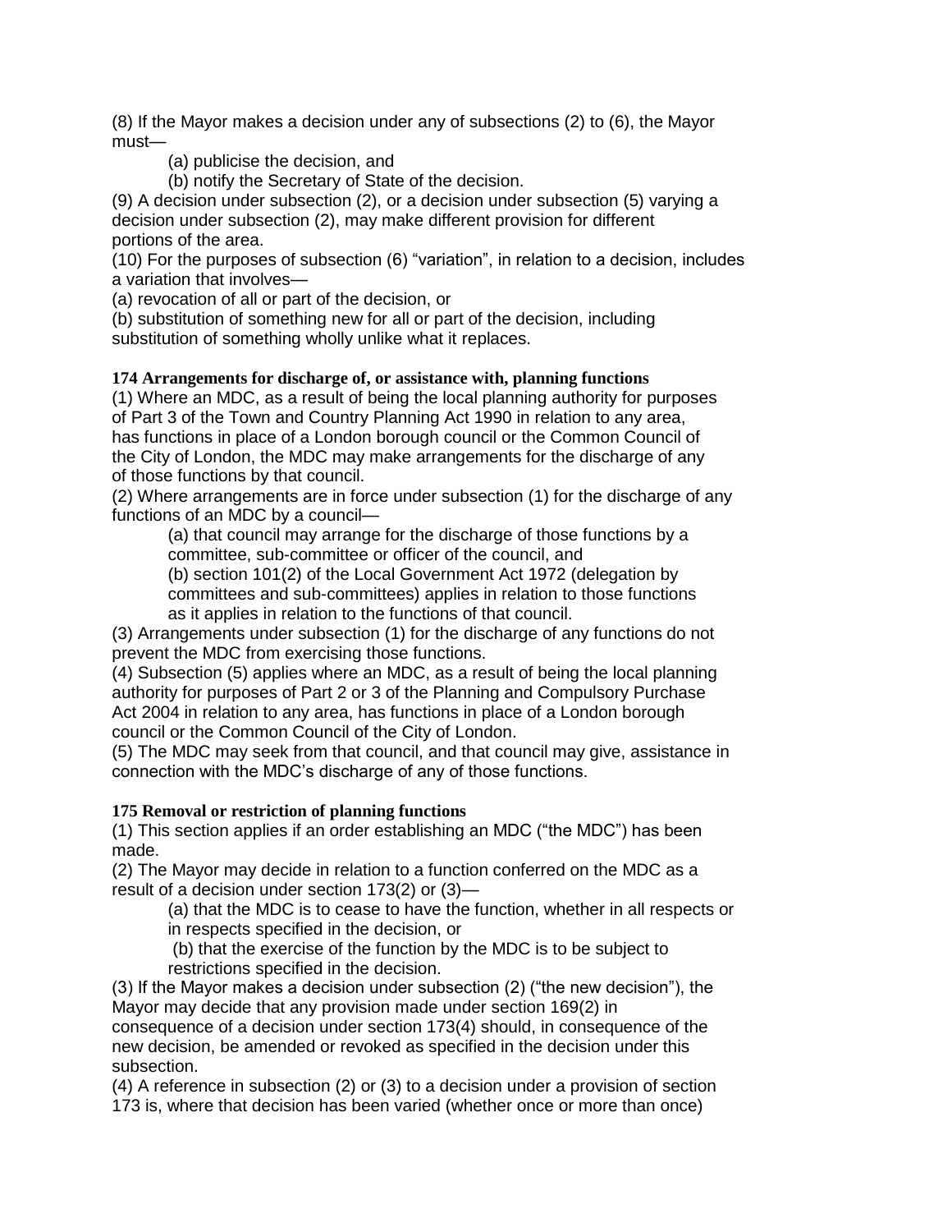(8) If the Mayor makes a decision under any of subsections (2) to (6), the Mayor must—

(a) publicise the decision, and

(b) notify the Secretary of State of the decision.

(9) A decision under subsection (2), or a decision under subsection (5) varying a decision under subsection (2), may make different provision for different portions of the area.

(10) For the purposes of subsection (6) "variation", in relation to a decision, includes a variation that involves—

(a) revocation of all or part of the decision, or

(b) substitution of something new for all or part of the decision, including substitution of something wholly unlike what it replaces.

**174 Arrangements for discharge of, or assistance with, planning functions**

(1) Where an MDC, as a result of being the local planning authority for purposes of Part 3 of the Town and Country Planning Act 1990 in relation to any area, has functions in place of a London borough council or the Common Council of the City of London, the MDC may make arrangements for the discharge of any of those functions by that council.

(2) Where arrangements are in force under subsection (1) for the discharge of any functions of an MDC by a council—

(a) that council may arrange for the discharge of those functions by a committee, sub-committee or officer of the council, and

(b) section 101(2) of the Local Government Act 1972 (delegation by committees and sub-committees) applies in relation to those functions as it applies in relation to the functions of that council.

(3) Arrangements under subsection (1) for the discharge of any functions do not prevent the MDC from exercising those functions.

(4) Subsection (5) applies where an MDC, as a result of being the local planning authority for purposes of Part 2 or 3 of the Planning and Compulsory Purchase Act 2004 in relation to any area, has functions in place of a London borough council or the Common Council of the City of London.

(5) The MDC may seek from that council, and that council may give, assistance in connection with the MDC's discharge of any of those functions.

**175 Removal or restriction of planning functions**

(1) This section applies if an order establishing an MDC ("the MDC") has been made.

(2) The Mayor may decide in relation to a function conferred on the MDC as a result of a decision under section 173(2) or (3)—

(a) that the MDC is to cease to have the function, whether in all respects or in respects specified in the decision, or

(b) that the exercise of the function by the MDC is to be subject to restrictions specified in the decision.

(3) If the Mayor makes a decision under subsection (2) ("the new decision"), the Mayor may decide that any provision made under section 169(2) in consequence of a decision under section 173(4) should, in consequence of the new decision, be amended or revoked as specified in the decision under this subsection.

(4) A reference in subsection (2) or (3) to a decision under a provision of section 173 is, where that decision has been varied (whether once or more than once)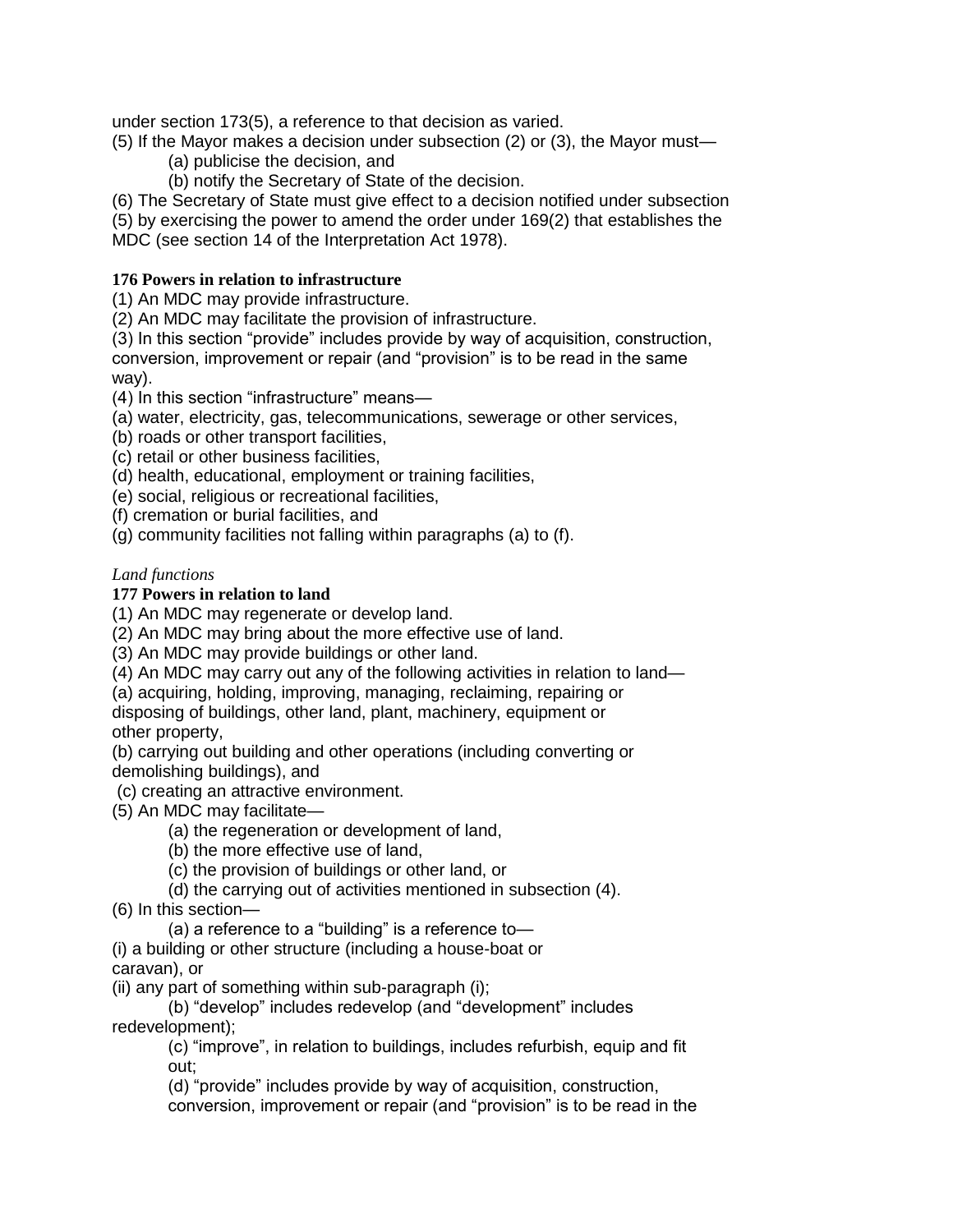under section 173(5), a reference to that decision as varied.

(5) If the Mayor makes a decision under subsection (2) or (3), the Mayor must—

(a) publicise the decision, and

(b) notify the Secretary of State of the decision.

(6) The Secretary of State must give effect to a decision notified under subsection (5) by exercising the power to amend the order under 169(2) that establishes the MDC (see section 14 of the Interpretation Act 1978).

**176 Powers in relation to infrastructure**

(1) An MDC may provide infrastructure.

(2) An MDC may facilitate the provision of infrastructure.

(3) In this section "provide" includes provide by way of acquisition, construction, conversion, improvement or repair (and "provision" is to be read in the same way).

(4) In this section "infrastructure" means—

(a) water, electricity, gas, telecommunications, sewerage or other services,

(b) roads or other transport facilities,

(c) retail or other business facilities,

(d) health, educational, employment or training facilities,

(e) social, religious or recreational facilities,

(f) cremation or burial facilities, and

(g) community facilities not falling within paragraphs (a) to (f).

*Land functions*

**177 Powers in relation to land**

(1) An MDC may regenerate or develop land.

(2) An MDC may bring about the more effective use of land.

(3) An MDC may provide buildings or other land.

(4) An MDC may carry out any of the following activities in relation to land—

(a) acquiring, holding, improving, managing, reclaiming, repairing or disposing of buildings, other land, plant, machinery, equipment or other property,

(b) carrying out building and other operations (including converting or demolishing buildings), and

(c) creating an attractive environment.

(5) An MDC may facilitate—

(a) the regeneration or development of land,

(b) the more effective use of land,

(c) the provision of buildings or other land, or

(d) the carrying out of activities mentioned in subsection (4).

(6) In this section—

(a) a reference to a "building" is a reference to—

(i) a building or other structure (including a house-boat or caravan), or

(ii) any part of something within sub-paragraph (i);

(b) "develop" includes redevelop (and "development" includes redevelopment);

(c) "improve", in relation to buildings, includes refurbish, equip and fit out;

(d) "provide" includes provide by way of acquisition, construction, conversion, improvement or repair (and "provision" is to be read in the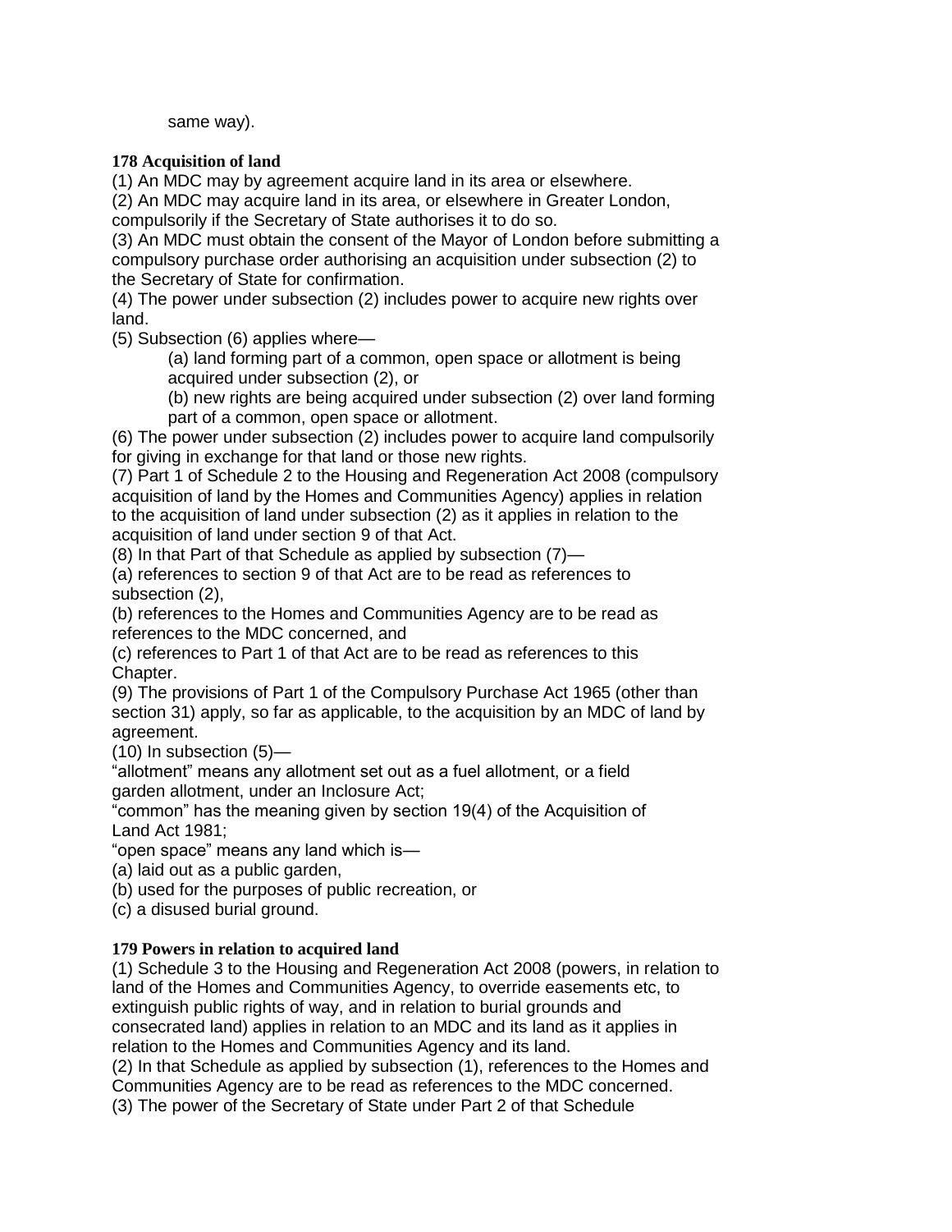same way).

**178 Acquisition of land**

(1) An MDC may by agreement acquire land in its area or elsewhere.

(2) An MDC may acquire land in its area, or elsewhere in Greater London, compulsorily if the Secretary of State authorises it to do so.

(3) An MDC must obtain the consent of the Mayor of London before submitting a compulsory purchase order authorising an acquisition under subsection (2) to the Secretary of State for confirmation.

(4) The power under subsection (2) includes power to acquire new rights over land.

(5) Subsection (6) applies where—

(a) land forming part of a common, open space or allotment is being acquired under subsection (2), or

(b) new rights are being acquired under subsection (2) over land forming part of a common, open space or allotment.

(6) The power under subsection (2) includes power to acquire land compulsorily for giving in exchange for that land or those new rights.

(7) Part 1 of Schedule 2 to the Housing and Regeneration Act 2008 (compulsory acquisition of land by the Homes and Communities Agency) applies in relation to the acquisition of land under subsection (2) as it applies in relation to the acquisition of land under section 9 of that Act.

(8) In that Part of that Schedule as applied by subsection (7)—

(a) references to section 9 of that Act are to be read as references to subsection (2),

(b) references to the Homes and Communities Agency are to be read as references to the MDC concerned, and

(c) references to Part 1 of that Act are to be read as references to this Chapter.

(9) The provisions of Part 1 of the Compulsory Purchase Act 1965 (other than section 31) apply, so far as applicable, to the acquisition by an MDC of land by agreement.

(10) In subsection (5)—

"allotment" means any allotment set out as a fuel allotment, or a field garden allotment, under an Inclosure Act;

"common" has the meaning given by section 19(4) of the Acquisition of Land Act 1981;

"open space" means any land which is—

(a) laid out as a public garden,

(b) used for the purposes of public recreation, or

(c) a disused burial ground.

**179 Powers in relation to acquired land**

(1) Schedule 3 to the Housing and Regeneration Act 2008 (powers, in relation to land of the Homes and Communities Agency, to override easements etc, to extinguish public rights of way, and in relation to burial grounds and consecrated land) applies in relation to an MDC and its land as it applies in relation to the Homes and Communities Agency and its land.

(2) In that Schedule as applied by subsection (1), references to the Homes and Communities Agency are to be read as references to the MDC concerned.

(3) The power of the Secretary of State under Part 2 of that Schedule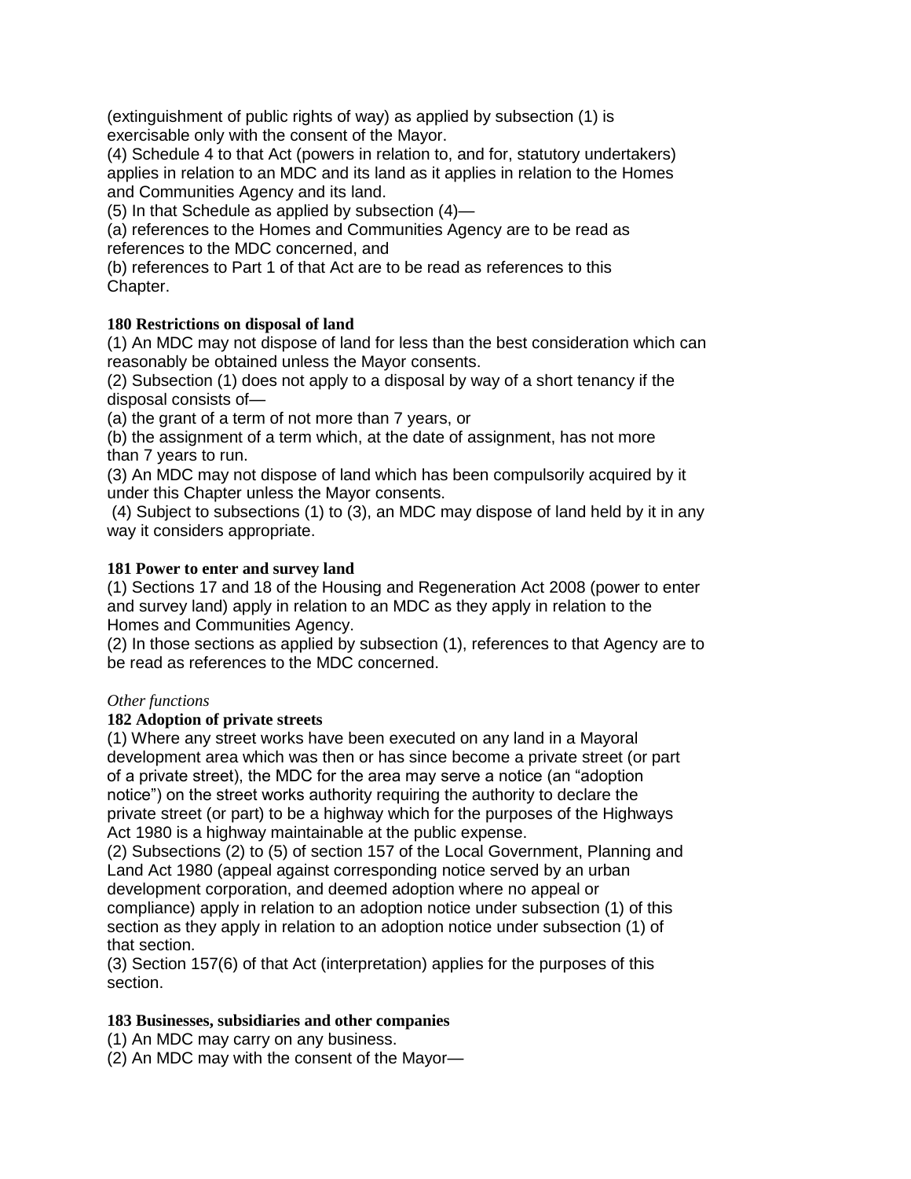(extinguishment of public rights of way) as applied by subsection (1) is exercisable only with the consent of the Mayor.

(4) Schedule 4 to that Act (powers in relation to, and for, statutory undertakers) applies in relation to an MDC and its land as it applies in relation to the Homes and Communities Agency and its land.

(5) In that Schedule as applied by subsection (4)—

(a) references to the Homes and Communities Agency are to be read as references to the MDC concerned, and

(b) references to Part 1 of that Act are to be read as references to this Chapter.

**180 Restrictions on disposal of land**

(1) An MDC may not dispose of land for less than the best consideration which can reasonably be obtained unless the Mayor consents.

(2) Subsection (1) does not apply to a disposal by way of a short tenancy if the disposal consists of—

(a) the grant of a term of not more than 7 years, or

(b) the assignment of a term which, at the date of assignment, has not more than 7 years to run.

(3) An MDC may not dispose of land which has been compulsorily acquired by it under this Chapter unless the Mayor consents.

(4) Subject to subsections (1) to (3), an MDC may dispose of land held by it in any way it considers appropriate.

**181 Power to enter and survey land**

(1) Sections 17 and 18 of the Housing and Regeneration Act 2008 (power to enter and survey land) apply in relation to an MDC as they apply in relation to the Homes and Communities Agency.

(2) In those sections as applied by subsection (1), references to that Agency are to be read as references to the MDC concerned.

*Other functions*

**182 Adoption of private streets**

(1) Where any street works have been executed on any land in a Mayoral development area which was then or has since become a private street (or part of a private street), the MDC for the area may serve a notice (an "adoption notice") on the street works authority requiring the authority to declare the private street (or part) to be a highway which for the purposes of the Highways Act 1980 is a highway maintainable at the public expense.

(2) Subsections (2) to (5) of section 157 of the Local Government, Planning and Land Act 1980 (appeal against corresponding notice served by an urban development corporation, and deemed adoption where no appeal or compliance) apply in relation to an adoption notice under subsection (1) of this section as they apply in relation to an adoption notice under subsection (1) of that section.

(3) Section 157(6) of that Act (interpretation) applies for the purposes of this section.

**183 Businesses, subsidiaries and other companies**

(1) An MDC may carry on any business.

(2) An MDC may with the consent of the Mayor—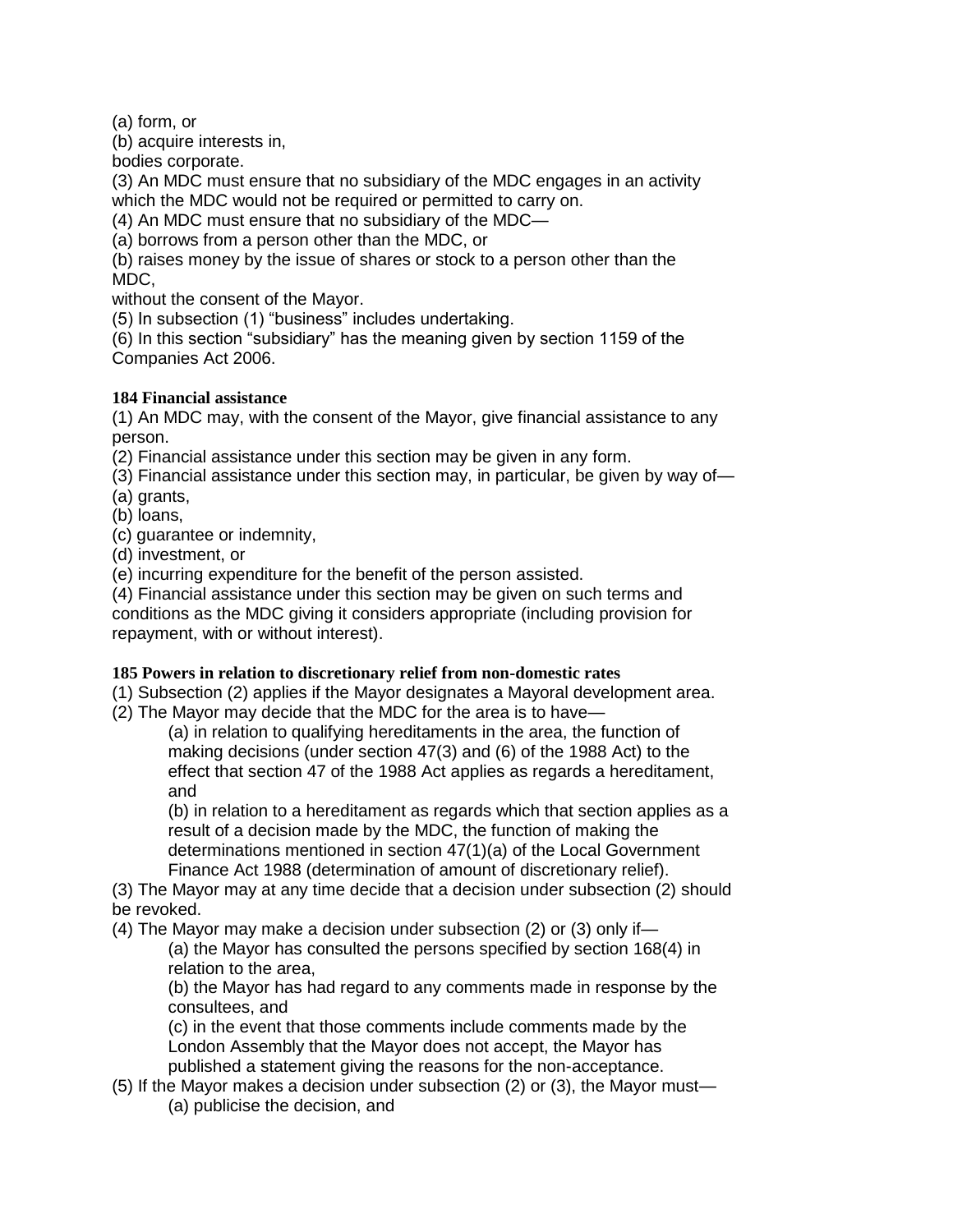(a) form, or

(b) acquire interests in,

bodies corporate.

(3) An MDC must ensure that no subsidiary of the MDC engages in an activity which the MDC would not be required or permitted to carry on.

(4) An MDC must ensure that no subsidiary of the MDC—

(a) borrows from a person other than the MDC, or

(b) raises money by the issue of shares or stock to a person other than the MDC,

without the consent of the Mayor.

(5) In subsection (1) "business" includes undertaking.

(6) In this section "subsidiary" has the meaning given by section 1159 of the Companies Act 2006.

**184 Financial assistance**

(1) An MDC may, with the consent of the Mayor, give financial assistance to any person.

(2) Financial assistance under this section may be given in any form.

(3) Financial assistance under this section may, in particular, be given by way of—

(a) grants,

(b) loans,

(c) guarantee or indemnity,

(d) investment, or

(e) incurring expenditure for the benefit of the person assisted.

(4) Financial assistance under this section may be given on such terms and conditions as the MDC giving it considers appropriate (including provision for repayment, with or without interest).

**185 Powers in relation to discretionary relief from non-domestic rates**

(1) Subsection (2) applies if the Mayor designates a Mayoral development area.

(2) The Mayor may decide that the MDC for the area is to have—

> (a) in relation to qualifying hereditaments in the area, the function of making decisions (under section 47(3) and (6) of the 1988 Act) to the effect that section 47 of the 1988 Act applies as regards a hereditament, and
>
> (b) in relation to a hereditament as regards which that section applies as a result of a decision made by the MDC, the function of making the determinations mentioned in section 47(1)(a) of the Local Government Finance Act 1988 (determination of amount of discretionary relief).

(3) The Mayor may at any time decide that a decision under subsection (2) should be revoked.

(4) The Mayor may make a decision under subsection (2) or (3) only if—

> (a) the Mayor has consulted the persons specified by section 168(4) in relation to the area,
>
> (b) the Mayor has had regard to any comments made in response by the consultees, and
>
> (c) in the event that those comments include comments made by the London Assembly that the Mayor does not accept, the Mayor has published a statement giving the reasons for the non-acceptance.

(5) If the Mayor makes a decision under subsection (2) or (3), the Mayor must—

> (a) publicise the decision, and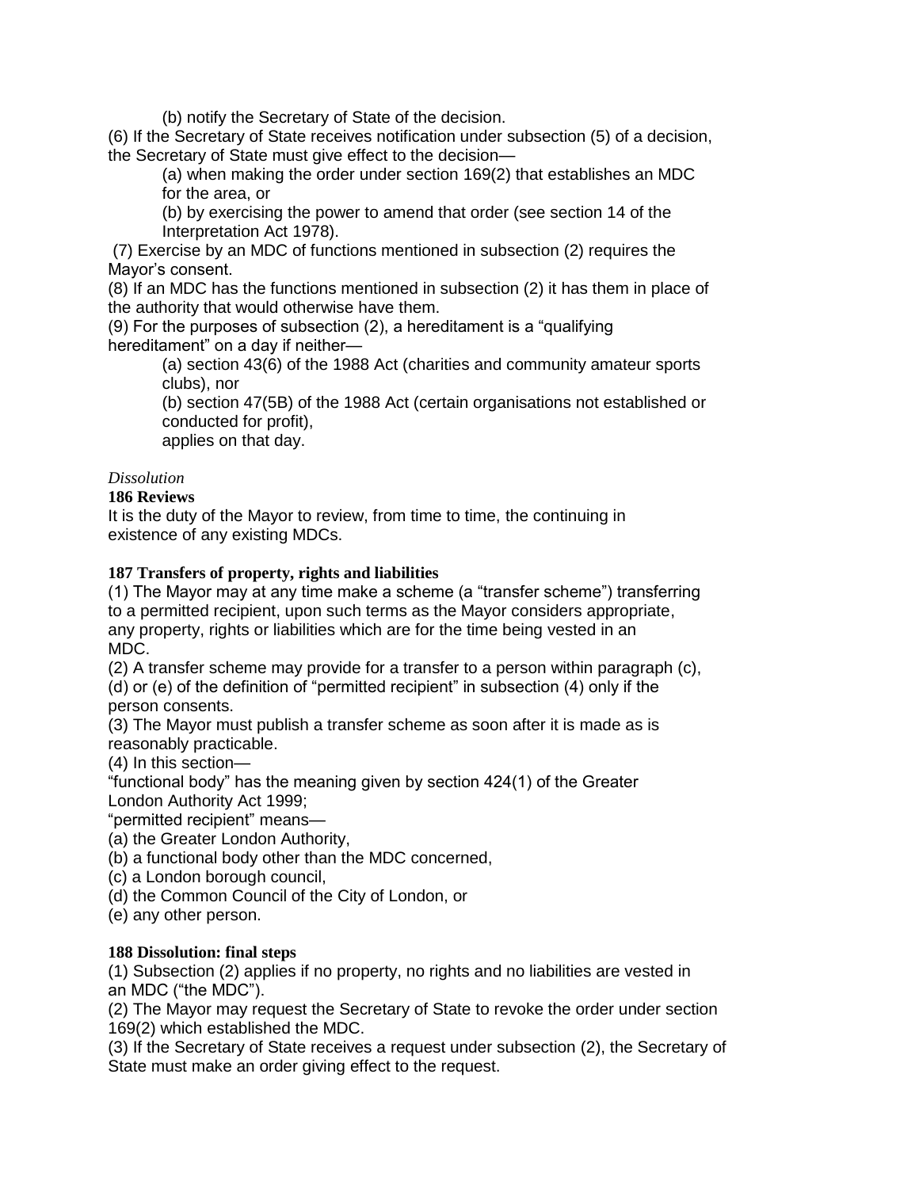(b) notify the Secretary of State of the decision.

(6) If the Secretary of State receives notification under subsection (5) of a decision, the Secretary of State must give effect to the decision—

(a) when making the order under section 169(2) that establishes an MDC for the area, or

(b) by exercising the power to amend that order (see section 14 of the Interpretation Act 1978).

(7) Exercise by an MDC of functions mentioned in subsection (2) requires the Mayor's consent.

(8) If an MDC has the functions mentioned in subsection (2) it has them in place of the authority that would otherwise have them.

(9) For the purposes of subsection (2), a hereditament is a "qualifying hereditament" on a day if neither—

(a) section 43(6) of the 1988 Act (charities and community amateur sports clubs), nor

(b) section 47(5B) of the 1988 Act (certain organisations not established or conducted for profit),

applies on that day.

*Dissolution*

**186 Reviews**

It is the duty of the Mayor to review, from time to time, the continuing in existence of any existing MDCs.

**187 Transfers of property, rights and liabilities**

(1) The Mayor may at any time make a scheme (a "transfer scheme") transferring to a permitted recipient, upon such terms as the Mayor considers appropriate, any property, rights or liabilities which are for the time being vested in an MDC.

(2) A transfer scheme may provide for a transfer to a person within paragraph (c), (d) or (e) of the definition of "permitted recipient" in subsection (4) only if the person consents.

(3) The Mayor must publish a transfer scheme as soon after it is made as is reasonably practicable.

(4) In this section—

"functional body" has the meaning given by section 424(1) of the Greater London Authority Act 1999;

"permitted recipient" means—

(a) the Greater London Authority,

(b) a functional body other than the MDC concerned,

(c) a London borough council,

(d) the Common Council of the City of London, or

(e) any other person.

**188 Dissolution: final steps**

(1) Subsection (2) applies if no property, no rights and no liabilities are vested in an MDC ("the MDC").

(2) The Mayor may request the Secretary of State to revoke the order under section 169(2) which established the MDC.

(3) If the Secretary of State receives a request under subsection (2), the Secretary of State must make an order giving effect to the request.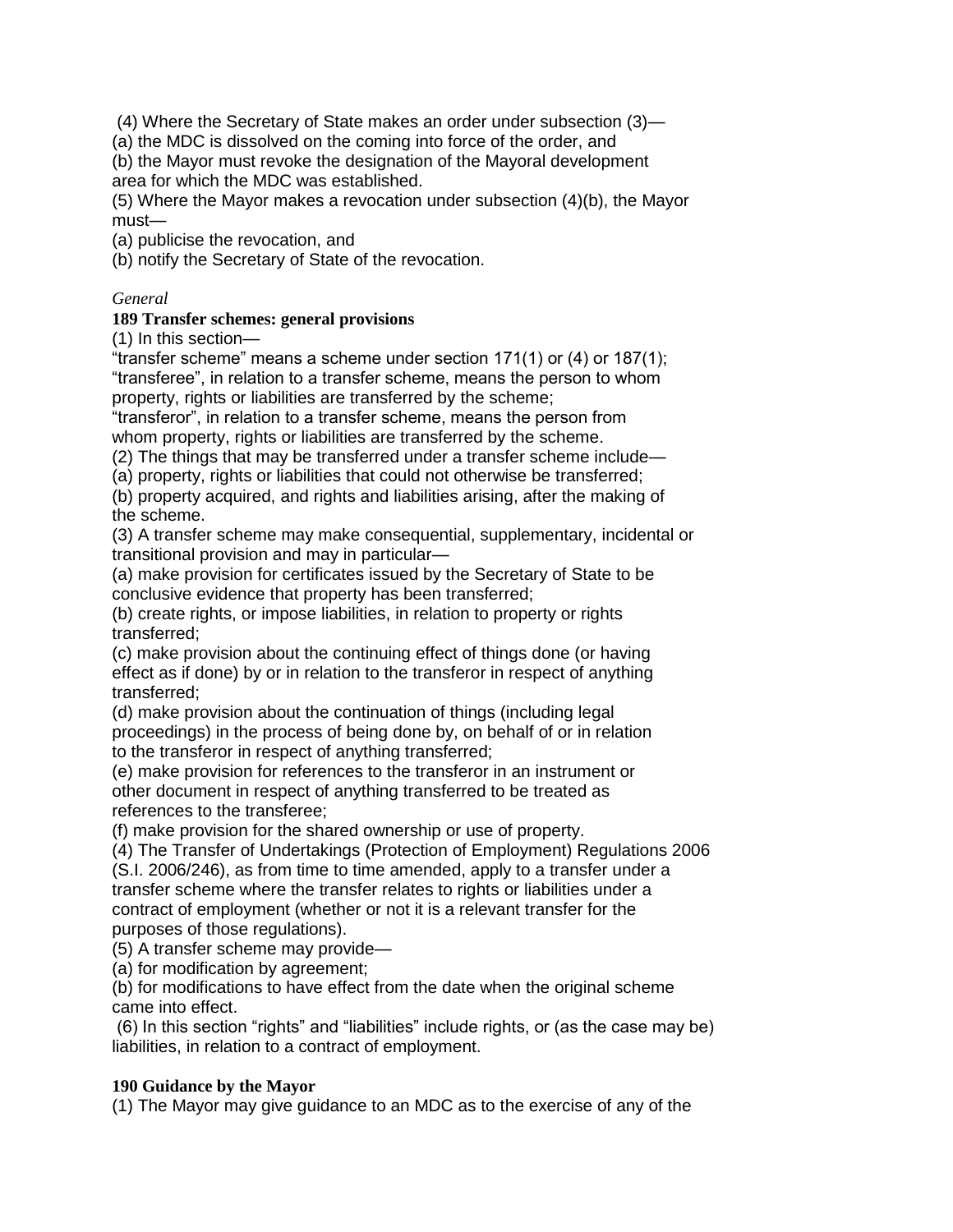(4) Where the Secretary of State makes an order under subsection (3)—
(a) the MDC is dissolved on the coming into force of the order, and
(b) the Mayor must revoke the designation of the Mayoral development area for which the MDC was established.
(5) Where the Mayor makes a revocation under subsection (4)(b), the Mayor must—
(a) publicise the revocation, and
(b) notify the Secretary of State of the revocation.

*General*

**189 Transfer schemes: general provisions**

(1) In this section—
"transfer scheme" means a scheme under section 171(1) or (4) or 187(1);
"transferee", in relation to a transfer scheme, means the person to whom property, rights or liabilities are transferred by the scheme;
"transferor", in relation to a transfer scheme, means the person from whom property, rights or liabilities are transferred by the scheme.
(2) The things that may be transferred under a transfer scheme include—
(a) property, rights or liabilities that could not otherwise be transferred;
(b) property acquired, and rights and liabilities arising, after the making of the scheme.
(3) A transfer scheme may make consequential, supplementary, incidental or transitional provision and may in particular—
(a) make provision for certificates issued by the Secretary of State to be conclusive evidence that property has been transferred;
(b) create rights, or impose liabilities, in relation to property or rights transferred;
(c) make provision about the continuing effect of things done (or having effect as if done) by or in relation to the transferor in respect of anything transferred;
(d) make provision about the continuation of things (including legal proceedings) in the process of being done by, on behalf of or in relation to the transferor in respect of anything transferred;
(e) make provision for references to the transferor in an instrument or other document in respect of anything transferred to be treated as references to the transferee;
(f) make provision for the shared ownership or use of property.
(4) The Transfer of Undertakings (Protection of Employment) Regulations 2006 (S.I. 2006/246), as from time to time amended, apply to a transfer under a transfer scheme where the transfer relates to rights or liabilities under a contract of employment (whether or not it is a relevant transfer for the purposes of those regulations).
(5) A transfer scheme may provide—
(a) for modification by agreement;
(b) for modifications to have effect from the date when the original scheme came into effect.
(6) In this section "rights" and "liabilities" include rights, or (as the case may be) liabilities, in relation to a contract of employment.

**190 Guidance by the Mayor**

(1) The Mayor may give guidance to an MDC as to the exercise of any of the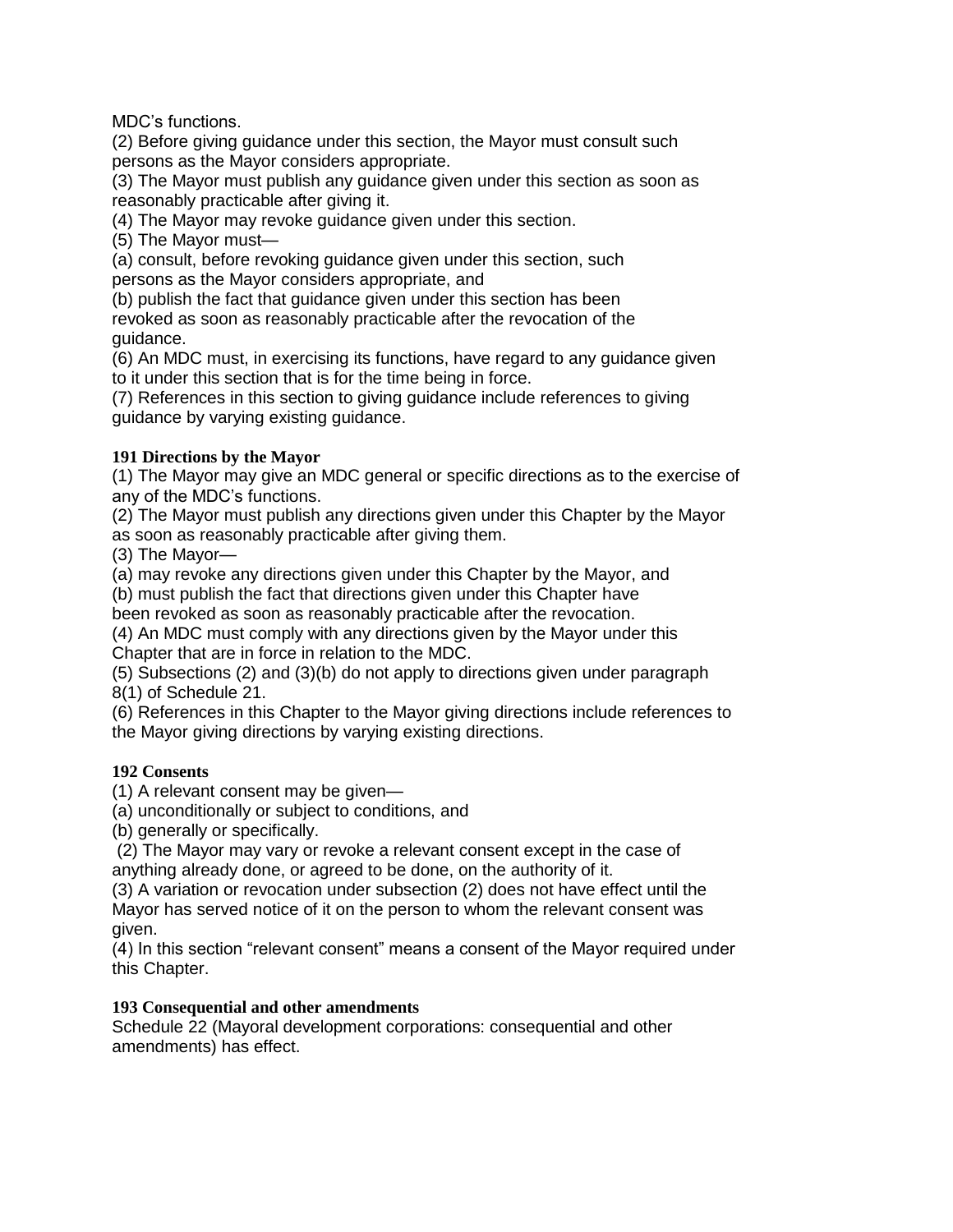MDC's functions.

(2) Before giving guidance under this section, the Mayor must consult such persons as the Mayor considers appropriate.

(3) The Mayor must publish any guidance given under this section as soon as reasonably practicable after giving it.

(4) The Mayor may revoke guidance given under this section.

(5) The Mayor must—

(a) consult, before revoking guidance given under this section, such persons as the Mayor considers appropriate, and

(b) publish the fact that guidance given under this section has been revoked as soon as reasonably practicable after the revocation of the guidance.

(6) An MDC must, in exercising its functions, have regard to any guidance given to it under this section that is for the time being in force.

(7) References in this section to giving guidance include references to giving guidance by varying existing guidance.

**191 Directions by the Mayor**

(1) The Mayor may give an MDC general or specific directions as to the exercise of any of the MDC's functions.

(2) The Mayor must publish any directions given under this Chapter by the Mayor as soon as reasonably practicable after giving them.

(3) The Mayor—

(a) may revoke any directions given under this Chapter by the Mayor, and

(b) must publish the fact that directions given under this Chapter have been revoked as soon as reasonably practicable after the revocation.

(4) An MDC must comply with any directions given by the Mayor under this Chapter that are in force in relation to the MDC.

(5) Subsections (2) and (3)(b) do not apply to directions given under paragraph 8(1) of Schedule 21.

(6) References in this Chapter to the Mayor giving directions include references to the Mayor giving directions by varying existing directions.

**192 Consents**

(1) A relevant consent may be given—

(a) unconditionally or subject to conditions, and

(b) generally or specifically.

(2) The Mayor may vary or revoke a relevant consent except in the case of anything already done, or agreed to be done, on the authority of it.

(3) A variation or revocation under subsection (2) does not have effect until the Mayor has served notice of it on the person to whom the relevant consent was given.

(4) In this section "relevant consent" means a consent of the Mayor required under this Chapter.

**193 Consequential and other amendments**

Schedule 22 (Mayoral development corporations: consequential and other amendments) has effect.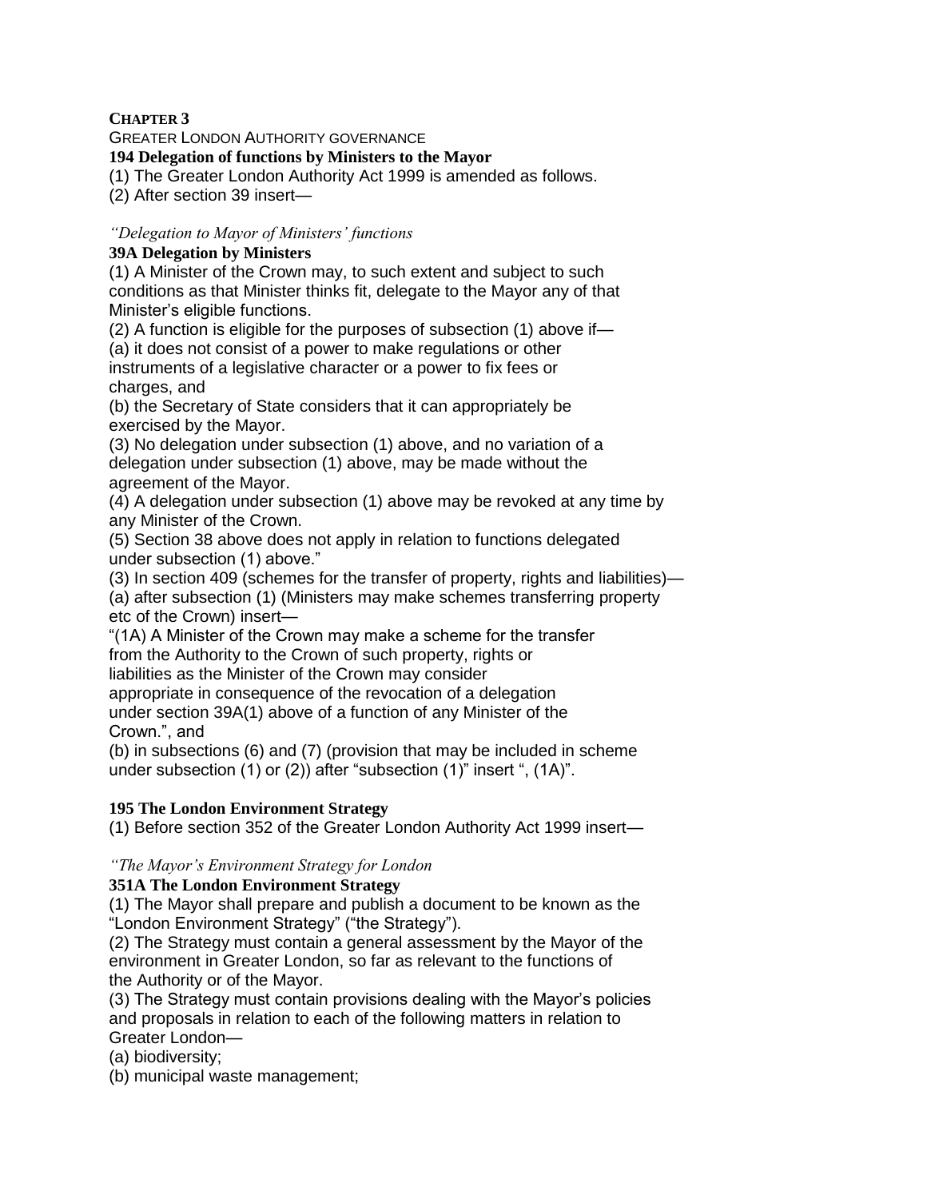**CHAPTER 3**

GREATER LONDON AUTHORITY GOVERNANCE

**194 Delegation of functions by Ministers to the Mayor**

(1) The Greater London Authority Act 1999 is amended as follows.

(2) After section 39 insert—

*"Delegation to Mayor of Ministers' functions*

**39A Delegation by Ministers**

(1) A Minister of the Crown may, to such extent and subject to such conditions as that Minister thinks fit, delegate to the Mayor any of that Minister's eligible functions.

(2) A function is eligible for the purposes of subsection (1) above if—

(a) it does not consist of a power to make regulations or other instruments of a legislative character or a power to fix fees or charges, and

(b) the Secretary of State considers that it can appropriately be exercised by the Mayor.

(3) No delegation under subsection (1) above, and no variation of a delegation under subsection (1) above, may be made without the agreement of the Mayor.

(4) A delegation under subsection (1) above may be revoked at any time by any Minister of the Crown.

(5) Section 38 above does not apply in relation to functions delegated under subsection (1) above."

(3) In section 409 (schemes for the transfer of property, rights and liabilities)—

(a) after subsection (1) (Ministers may make schemes transferring property etc of the Crown) insert—

"(1A) A Minister of the Crown may make a scheme for the transfer from the Authority to the Crown of such property, rights or liabilities as the Minister of the Crown may consider appropriate in consequence of the revocation of a delegation under section 39A(1) above of a function of any Minister of the Crown.", and

(b) in subsections (6) and (7) (provision that may be included in scheme under subsection (1) or (2)) after "subsection (1)" insert ", (1A)".

**195 The London Environment Strategy**

(1) Before section 352 of the Greater London Authority Act 1999 insert—

*"The Mayor's Environment Strategy for London*

**351A The London Environment Strategy**

(1) The Mayor shall prepare and publish a document to be known as the "London Environment Strategy" ("the Strategy").

(2) The Strategy must contain a general assessment by the Mayor of the environment in Greater London, so far as relevant to the functions of the Authority or of the Mayor.

(3) The Strategy must contain provisions dealing with the Mayor's policies and proposals in relation to each of the following matters in relation to Greater London—

(a) biodiversity;

(b) municipal waste management;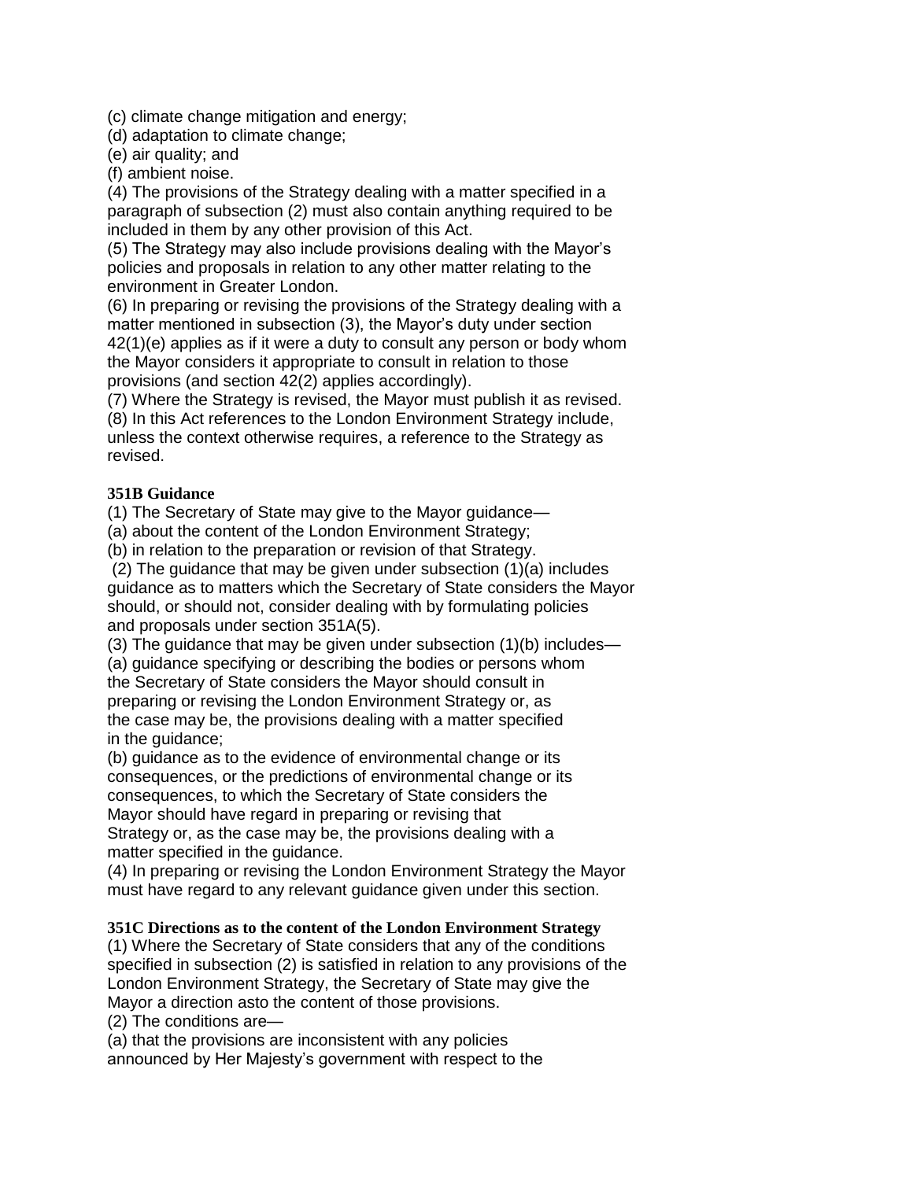(c) climate change mitigation and energy;
(d) adaptation to climate change;
(e) air quality; and
(f) ambient noise.
(4) The provisions of the Strategy dealing with a matter specified in a paragraph of subsection (2) must also contain anything required to be included in them by any other provision of this Act.
(5) The Strategy may also include provisions dealing with the Mayor's policies and proposals in relation to any other matter relating to the environment in Greater London.
(6) In preparing or revising the provisions of the Strategy dealing with a matter mentioned in subsection (3), the Mayor's duty under section 42(1)(e) applies as if it were a duty to consult any person or body whom the Mayor considers it appropriate to consult in relation to those provisions (and section 42(2) applies accordingly).
(7) Where the Strategy is revised, the Mayor must publish it as revised.
(8) In this Act references to the London Environment Strategy include, unless the context otherwise requires, a reference to the Strategy as revised.

**351B Guidance**

(1) The Secretary of State may give to the Mayor guidance—
(a) about the content of the London Environment Strategy;
(b) in relation to the preparation or revision of that Strategy.
(2) The guidance that may be given under subsection (1)(a) includes guidance as to matters which the Secretary of State considers the Mayor should, or should not, consider dealing with by formulating policies and proposals under section 351A(5).
(3) The guidance that may be given under subsection (1)(b) includes—
(a) guidance specifying or describing the bodies or persons whom the Secretary of State considers the Mayor should consult in preparing or revising the London Environment Strategy or, as the case may be, the provisions dealing with a matter specified in the guidance;
(b) guidance as to the evidence of environmental change or its consequences, or the predictions of environmental change or its consequences, to which the Secretary of State considers the Mayor should have regard in preparing or revising that Strategy or, as the case may be, the provisions dealing with a matter specified in the guidance.
(4) In preparing or revising the London Environment Strategy the Mayor must have regard to any relevant guidance given under this section.

**351C Directions as to the content of the London Environment Strategy**

(1) Where the Secretary of State considers that any of the conditions specified in subsection (2) is satisfied in relation to any provisions of the London Environment Strategy, the Secretary of State may give the Mayor a direction asto the content of those provisions.
(2) The conditions are—
(a) that the provisions are inconsistent with any policies announced by Her Majesty's government with respect to the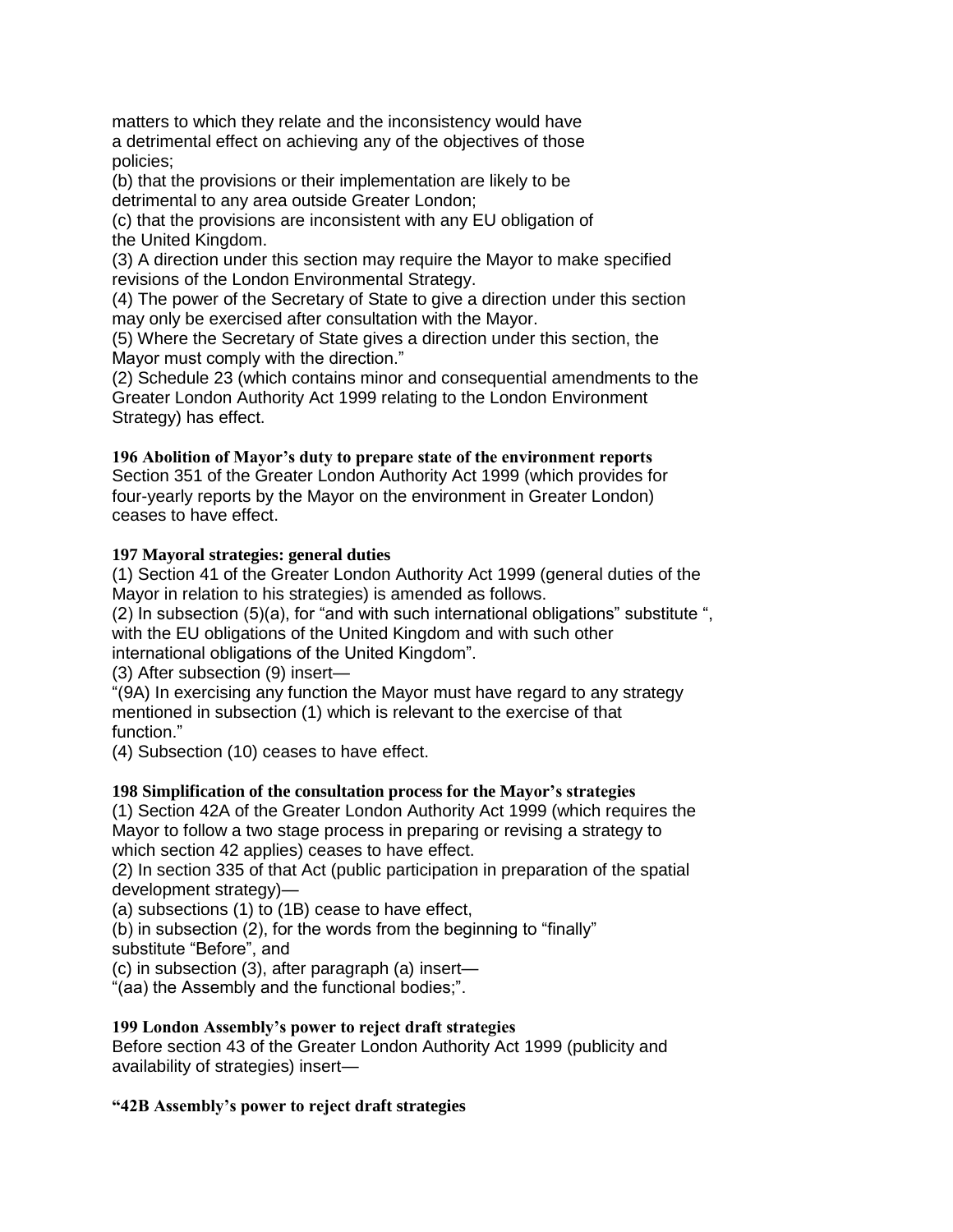matters to which they relate and the inconsistency would have a detrimental effect on achieving any of the objectives of those policies;

(b) that the provisions or their implementation are likely to be detrimental to any area outside Greater London;

(c) that the provisions are inconsistent with any EU obligation of the United Kingdom.

(3) A direction under this section may require the Mayor to make specified revisions of the London Environmental Strategy.

(4) The power of the Secretary of State to give a direction under this section may only be exercised after consultation with the Mayor.

(5) Where the Secretary of State gives a direction under this section, the Mayor must comply with the direction."

(2) Schedule 23 (which contains minor and consequential amendments to the Greater London Authority Act 1999 relating to the London Environment Strategy) has effect.

**196 Abolition of Mayor's duty to prepare state of the environment reports**

Section 351 of the Greater London Authority Act 1999 (which provides for four-yearly reports by the Mayor on the environment in Greater London) ceases to have effect.

**197 Mayoral strategies: general duties**

(1) Section 41 of the Greater London Authority Act 1999 (general duties of the Mayor in relation to his strategies) is amended as follows.

(2) In subsection (5)(a), for "and with such international obligations" substitute ", with the EU obligations of the United Kingdom and with such other international obligations of the United Kingdom".

(3) After subsection (9) insert—

"(9A) In exercising any function the Mayor must have regard to any strategy mentioned in subsection (1) which is relevant to the exercise of that function."

(4) Subsection (10) ceases to have effect.

**198 Simplification of the consultation process for the Mayor's strategies**

(1) Section 42A of the Greater London Authority Act 1999 (which requires the Mayor to follow a two stage process in preparing or revising a strategy to which section 42 applies) ceases to have effect.

(2) In section 335 of that Act (public participation in preparation of the spatial development strategy)—

(a) subsections (1) to (1B) cease to have effect,

(b) in subsection (2), for the words from the beginning to "finally" substitute "Before", and

(c) in subsection (3), after paragraph (a) insert—

"(aa) the Assembly and the functional bodies;".

**199 London Assembly's power to reject draft strategies**

Before section 43 of the Greater London Authority Act 1999 (publicity and availability of strategies) insert—

**"42B Assembly's power to reject draft strategies**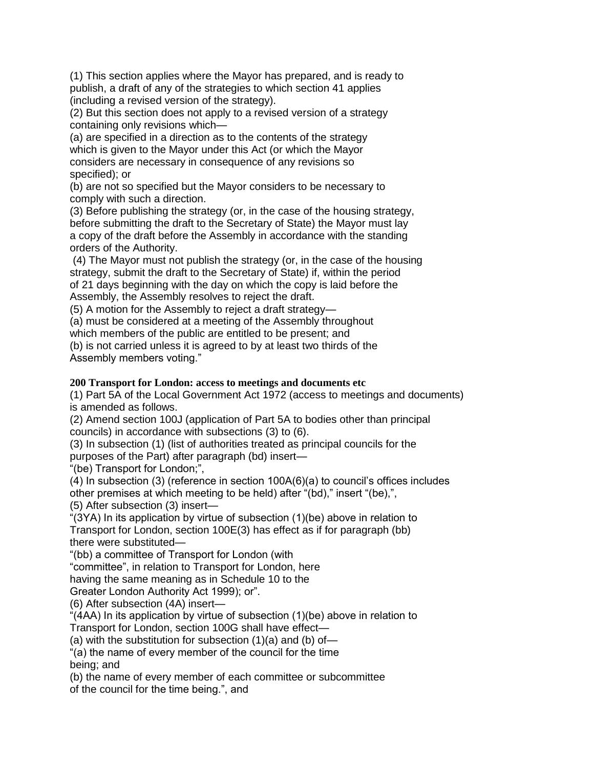(1) This section applies where the Mayor has prepared, and is ready to publish, a draft of any of the strategies to which section 41 applies (including a revised version of the strategy).

(2) But this section does not apply to a revised version of a strategy containing only revisions which—

(a) are specified in a direction as to the contents of the strategy which is given to the Mayor under this Act (or which the Mayor considers are necessary in consequence of any revisions so specified); or

(b) are not so specified but the Mayor considers to be necessary to comply with such a direction.

(3) Before publishing the strategy (or, in the case of the housing strategy, before submitting the draft to the Secretary of State) the Mayor must lay a copy of the draft before the Assembly in accordance with the standing orders of the Authority.

(4) The Mayor must not publish the strategy (or, in the case of the housing strategy, submit the draft to the Secretary of State) if, within the period of 21 days beginning with the day on which the copy is laid before the Assembly, the Assembly resolves to reject the draft.

(5) A motion for the Assembly to reject a draft strategy—

(a) must be considered at a meeting of the Assembly throughout which members of the public are entitled to be present; and

(b) is not carried unless it is agreed to by at least two thirds of the Assembly members voting."

**200 Transport for London: access to meetings and documents etc**

(1) Part 5A of the Local Government Act 1972 (access to meetings and documents) is amended as follows.

(2) Amend section 100J (application of Part 5A to bodies other than principal councils) in accordance with subsections (3) to (6).

(3) In subsection (1) (list of authorities treated as principal councils for the purposes of the Part) after paragraph (bd) insert—

"(be) Transport for London;",

(4) In subsection (3) (reference in section 100A(6)(a) to council's offices includes other premises at which meeting to be held) after "(bd)," insert "(be),",

(5) After subsection (3) insert—

"(3YA) In its application by virtue of subsection (1)(be) above in relation to Transport for London, section 100E(3) has effect as if for paragraph (bb) there were substituted—

"(bb) a committee of Transport for London (with "committee", in relation to Transport for London, here having the same meaning as in Schedule 10 to the Greater London Authority Act 1999); or".

(6) After subsection (4A) insert—

"(4AA) In its application by virtue of subsection (1)(be) above in relation to Transport for London, section 100G shall have effect—

(a) with the substitution for subsection (1)(a) and (b) of—

"(a) the name of every member of the council for the time being; and

(b) the name of every member of each committee or subcommittee of the council for the time being.", and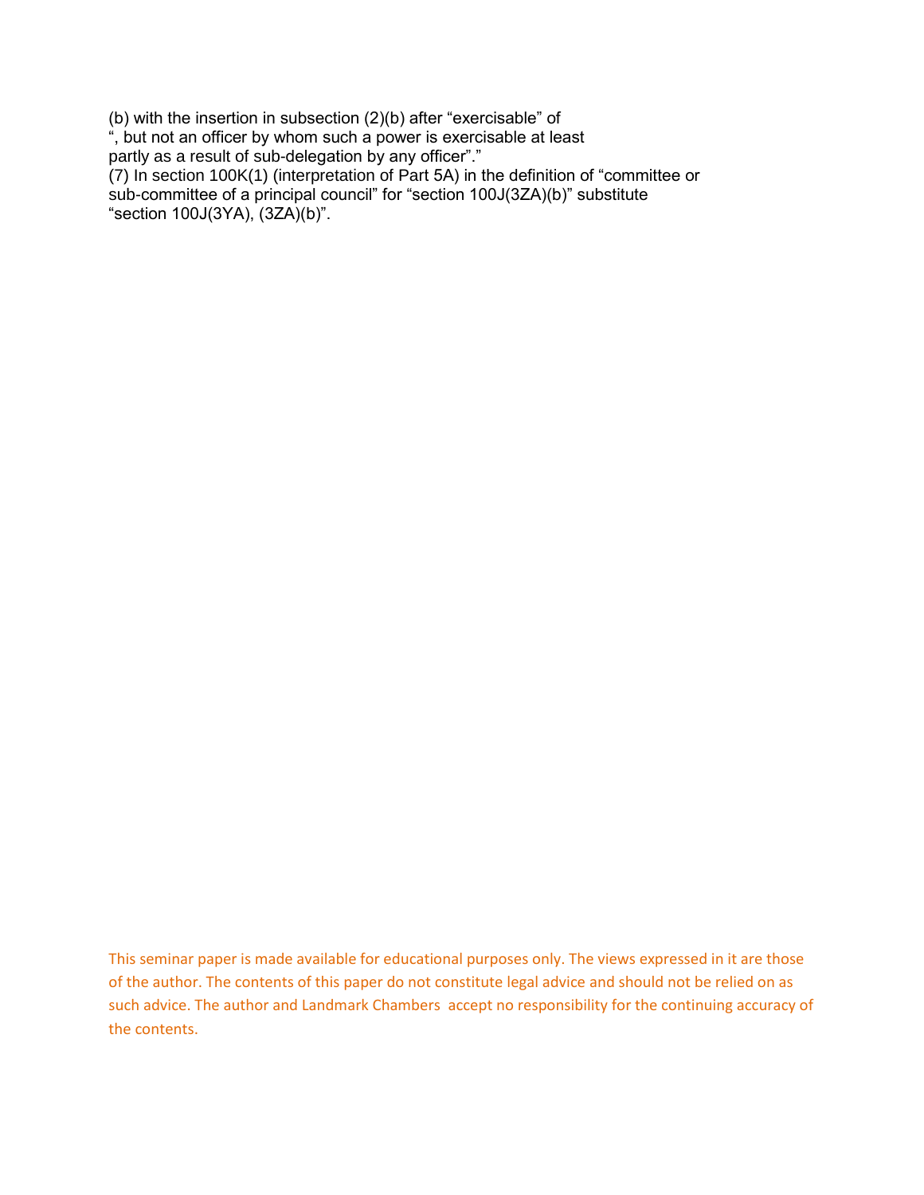(b) with the insertion in subsection (2)(b) after "exercisable" of ", but not an officer by whom such a power is exercisable at least partly as a result of sub-delegation by any officer"."

(7) In section 100K(1) (interpretation of Part 5A) in the definition of "committee or sub-committee of a principal council" for "section 100J(3ZA)(b)" substitute "section 100J(3YA), (3ZA)(b)".

This seminar paper is made available for educational purposes only. The views expressed in it are those of the author. The contents of this paper do not constitute legal advice and should not be relied on as such advice. The author and Landmark Chambers accept no responsibility for the continuing accuracy of the contents.